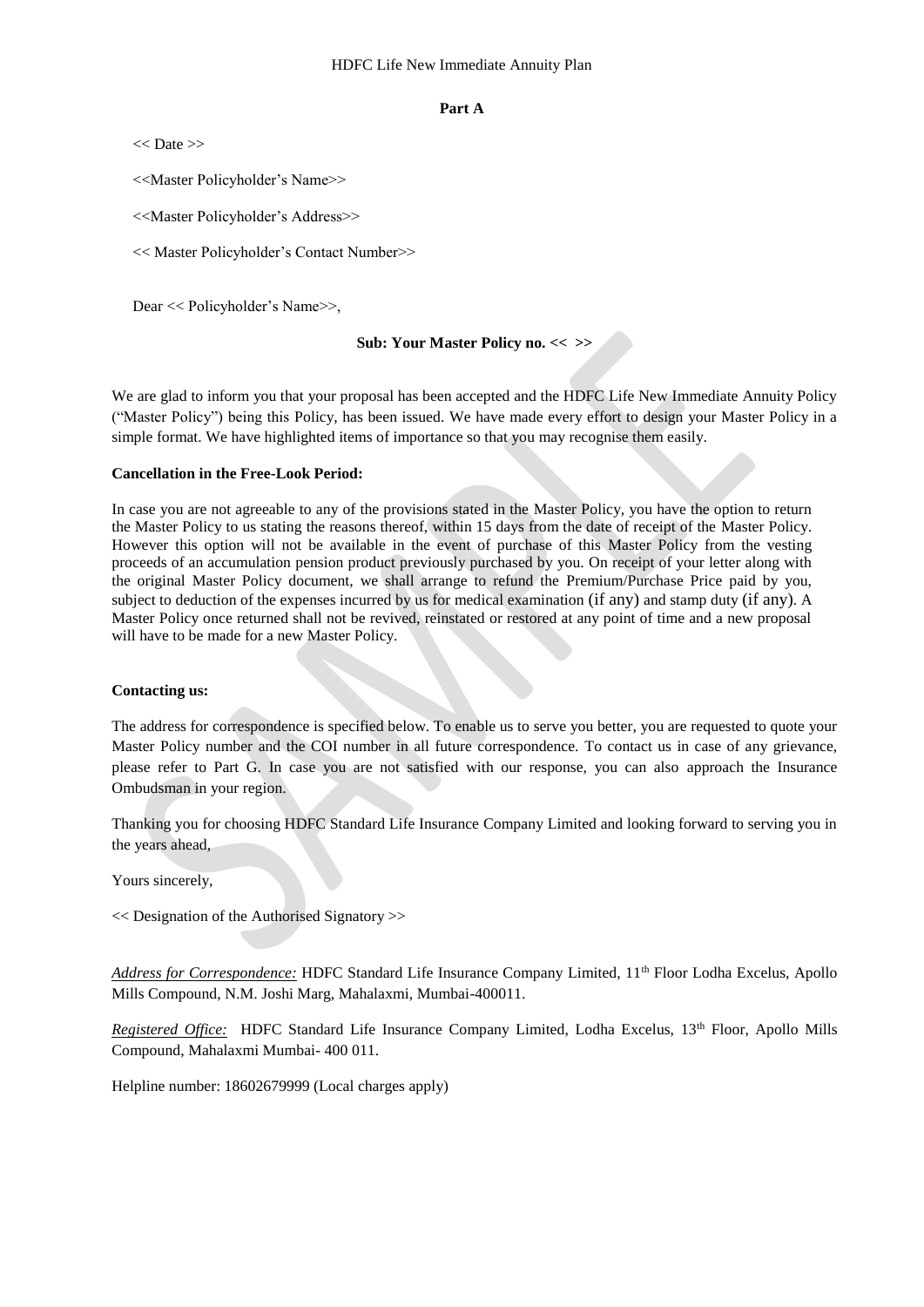HDFC Life New Immediate Annuity Plan

**Part A**

<< Date >>

<<Master Policyholder's Name>>

<<Master Policyholder's Address>>

<< Master Policyholder's Contact Number>>

Dear << Policyholder's Name>>,

**Sub: Your Master Policy no. << >>**

We are glad to inform you that your proposal has been accepted and the HDFC Life New Immediate Annuity Policy ("Master Policy") being this Policy, has been issued. We have made every effort to design your Master Policy in a simple format. We have highlighted items of importance so that you may recognise them easily.

**Cancellation in the Free-Look Period:**

In case you are not agreeable to any of the provisions stated in the Master Policy, you have the option to return the Master Policy to us stating the reasons thereof, within 15 days from the date of receipt of the Master Policy. However this option will not be available in the event of purchase of this Master Policy from the vesting proceeds of an accumulation pension product previously purchased by you. On receipt of your letter along with the original Master Policy document, we shall arrange to refund the Premium/Purchase Price paid by you, subject to deduction of the expenses incurred by us for medical examination (if any) and stamp duty (if any). A Master Policy once returned shall not be revived, reinstated or restored at any point of time and a new proposal will have to be made for a new Master Policy.

**Contacting us:**

The address for correspondence is specified below. To enable us to serve you better, you are requested to quote your Master Policy number and the COI number in all future correspondence. To contact us in case of any grievance, please refer to Part G. In case you are not satisfied with our response, you can also approach the Insurance Ombudsman in your region.

Thanking you for choosing HDFC Standard Life Insurance Company Limited and looking forward to serving you in the years ahead,

Yours sincerely,

<< Designation of the Authorised Signatory >>

*Address for Correspondence:* HDFC Standard Life Insurance Company Limited, 11th Floor Lodha Excelus, Apollo Mills Compound, N.M. Joshi Marg, Mahalaxmi, Mumbai-400011.

*Registered Office:* HDFC Standard Life Insurance Company Limited, Lodha Excelus, 13th Floor, Apollo Mills Compound, Mahalaxmi Mumbai- 400 011.

Helpline number: 18602679999 (Local charges apply)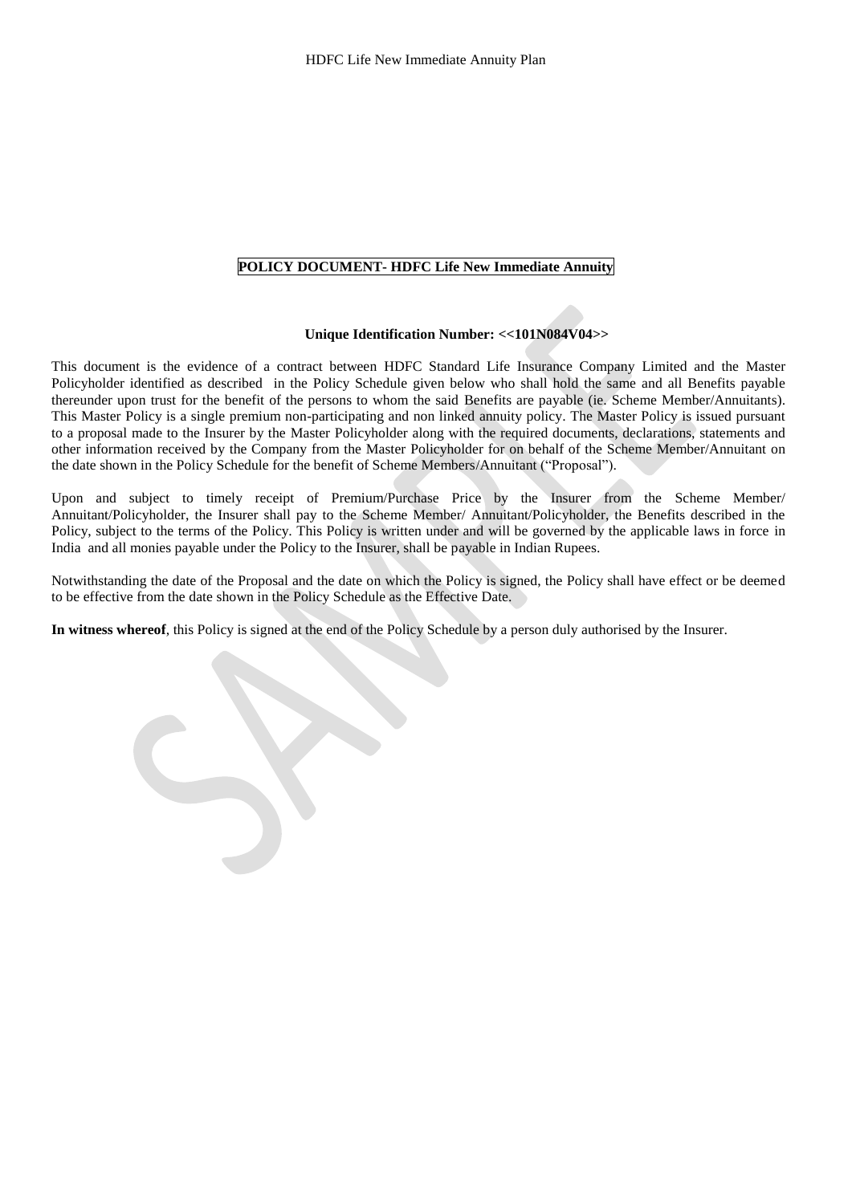**POLICY DOCUMENT- HDFC Life New Immediate Annuity**

**Unique Identification Number: <<101N084V04>>**

This document is the evidence of a contract between HDFC Standard Life Insurance Company Limited and the Master Policyholder identified as described in the Policy Schedule given below who shall hold the same and all Benefits payable thereunder upon trust for the benefit of the persons to whom the said Benefits are payable (ie. Scheme Member/Annuitants). This Master Policy is a single premium non-participating and non linked annuity policy. The Master Policy is issued pursuant to a proposal made to the Insurer by the Master Policyholder along with the required documents, declarations, statements and other information received by the Company from the Master Policyholder for on behalf of the Scheme Member/Annuitant on the date shown in the Policy Schedule for the benefit of Scheme Members/Annuitant ("Proposal").

Upon and subject to timely receipt of Premium/Purchase Price by the Insurer from the Scheme Member/ Annuitant/Policyholder, the Insurer shall pay to the Scheme Member/ Annuitant/Policyholder, the Benefits described in the Policy, subject to the terms of the Policy. This Policy is written under and will be governed by the applicable laws in force in India and all monies payable under the Policy to the Insurer, shall be payable in Indian Rupees.

Notwithstanding the date of the Proposal and the date on which the Policy is signed, the Policy shall have effect or be deemed to be effective from the date shown in the Policy Schedule as the Effective Date.

**In witness whereof**, this Policy is signed at the end of the Policy Schedule by a person duly authorised by the Insurer.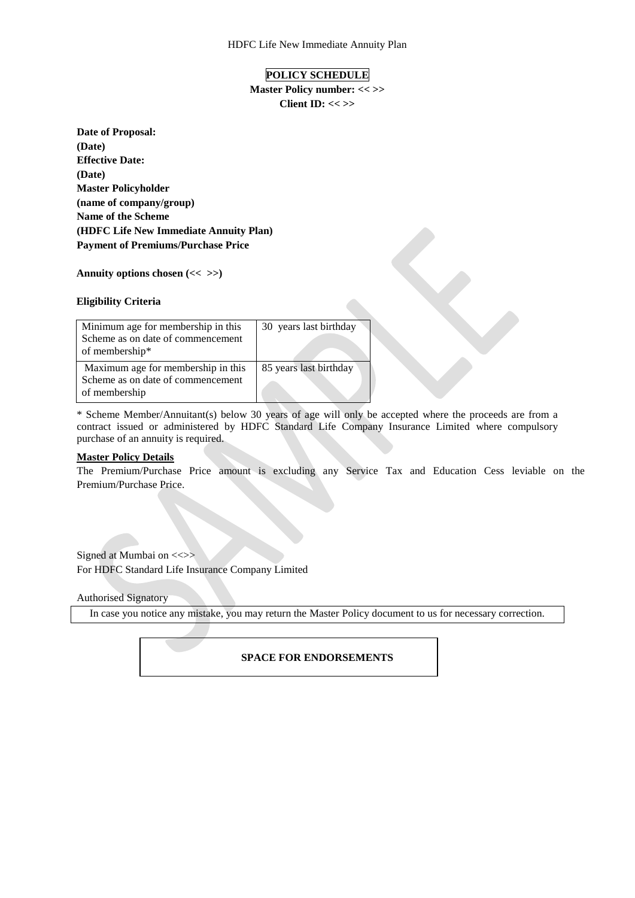# POLICY SCHEDULE

**Master Policy number: << >>**
**Client ID: << >>**

**Date of Proposal:**
**(Date)**
**Effective Date:**
**(Date)**
**Master Policyholder**
**(name of company/group)**
**Name of the Scheme**
**(HDFC Life New Immediate Annuity Plan)**
**Payment of Premiums/Purchase Price**

**Annuity options chosen (<< >>)**

**Eligibility Criteria**

| Minimum age for membership in this Scheme as on date of commencement of membership* | 30 years last birthday |
|---|---|
| Maximum age for membership in this Scheme as on date of commencement of membership | 85 years last birthday |

* Scheme Member/Annuitant(s) below 30 years of age will only be accepted where the proceeds are from a contract issued or administered by HDFC Standard Life Company Insurance Limited where compulsory purchase of an annuity is required.

**Master Policy Details**

The Premium/Purchase Price amount is excluding any Service Tax and Education Cess leviable on the Premium/Purchase Price.

Signed at Mumbai on <<>>
For HDFC Standard Life Insurance Company Limited

Authorised Signatory

In case you notice any mistake, you may return the Master Policy document to us for necessary correction.

**SPACE FOR ENDORSEMENTS**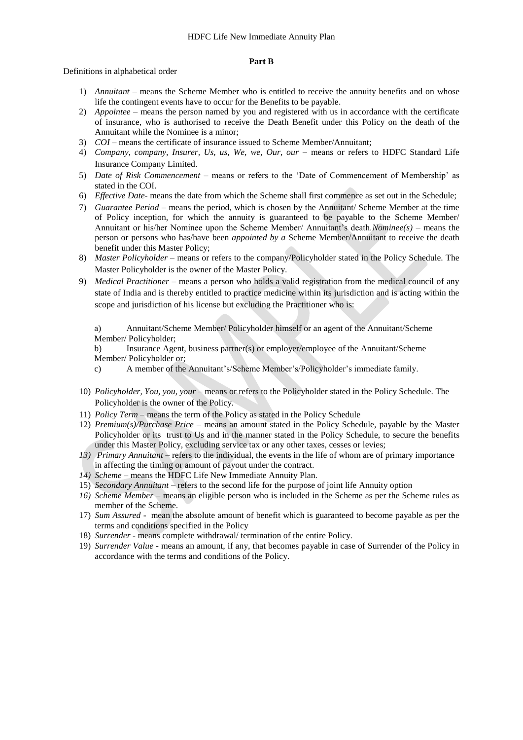## Part B

Definitions in alphabetical order

1) *Annuitant* – means the Scheme Member who is entitled to receive the annuity benefits and on whose life the contingent events have to occur for the Benefits to be payable.
2) *Appointee* – means the person named by you and registered with us in accordance with the certificate of insurance, who is authorised to receive the Death Benefit under this Policy on the death of the Annuitant while the Nominee is a minor;
3) *COI* – means the certificate of insurance issued to Scheme Member/Annuitant;
4) *Company, company, Insurer, Us, us, We, we, Our, our* – means or refers to HDFC Standard Life Insurance Company Limited.
5) *Date of Risk Commencement* – means or refers to the 'Date of Commencement of Membership' as stated in the COI.
6) *Effective Date*- means the date from which the Scheme shall first commence as set out in the Schedule;
7) *Guarantee Period* – means the period, which is chosen by the Annuitant/ Scheme Member at the time of Policy inception, for which the annuity is guaranteed to be payable to the Scheme Member/ Annuitant or his/her Nominee upon the Scheme Member/ Annuitant's death.*Nominee(s)* – means the person or persons who has/have been *appointed by a* Scheme Member/Annuitant to receive the death benefit under this Master Policy;
8) *Master Policyholder* – means or refers to the company/Policyholder stated in the Policy Schedule. The Master Policyholder is the owner of the Master Policy.
9) *Medical Practitioner* – means a person who holds a valid registration from the medical council of any state of India and is thereby entitled to practice medicine within its jurisdiction and is acting within the scope and jurisdiction of his license but excluding the Practitioner who is:

   a) Annuitant/Scheme Member/ Policyholder himself or an agent of the Annuitant/Scheme Member/ Policyholder;
   b) Insurance Agent, business partner(s) or employer/employee of the Annuitant/Scheme Member/ Policyholder or;
   c) A member of the Annuitant's/Scheme Member's/Policyholder's immediate family.

10) *Policyholder, You, you, your* – means or refers to the Policyholder stated in the Policy Schedule. The Policyholder is the owner of the Policy.
11) *Policy Term* – means the term of the Policy as stated in the Policy Schedule
12) *Premium(s)/Purchase Price* – means an amount stated in the Policy Schedule, payable by the Master Policyholder or its trust to Us and in the manner stated in the Policy Schedule, to secure the benefits under this Master Policy, excluding service tax or any other taxes, cesses or levies;
13) *Primary Annuitant* – refers to the individual, the events in the life of whom are of primary importance in affecting the timing or amount of payout under the contract.
14) *Scheme* – means the HDFC Life New Immediate Annuity Plan.
15) *Secondary Annuitant* – refers to the second life for the purpose of joint life Annuity option
16) *Scheme Member* – means an eligible person who is included in the Scheme as per the Scheme rules as member of the Scheme.
17) *Sum Assured* - mean the absolute amount of benefit which is guaranteed to become payable as per the terms and conditions specified in the Policy
18) *Surrender* - means complete withdrawal/ termination of the entire Policy.
19) *Surrender Value* - means an amount, if any, that becomes payable in case of Surrender of the Policy in accordance with the terms and conditions of the Policy.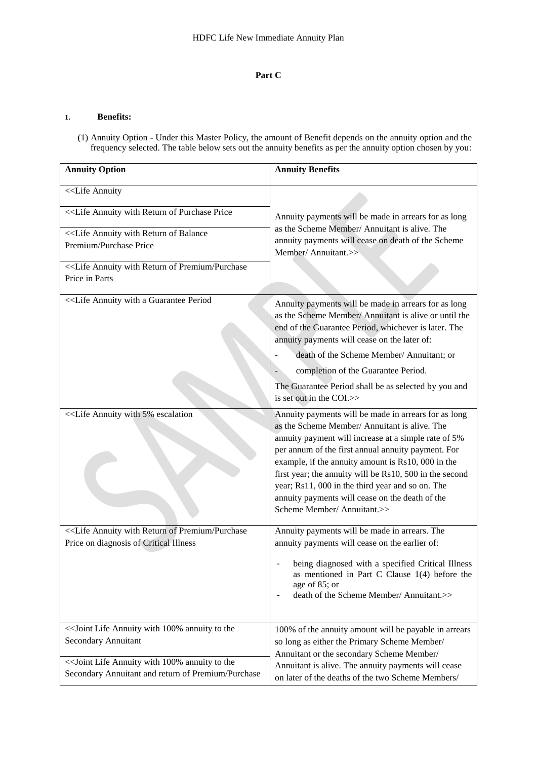**Part C**

1. **Benefits:**

(1) Annuity Option - Under this Master Policy, the amount of Benefit depends on the annuity option and the frequency selected. The table below sets out the annuity benefits as per the annuity option chosen by you:

| Annuity Option | Annuity Benefits |
|---|---|
| <<Life Annuity<br><br><<Life Annuity with Return of Purchase Price<br><br><<Life Annuity with Return of Balance Premium/Purchase Price<br><br><<Life Annuity with Return of Premium/Purchase Price in Parts | Annuity payments will be made in arrears for as long as the Scheme Member/ Annuitant is alive. The annuity payments will cease on death of the Scheme Member/ Annuitant.>> |
| <<Life Annuity with a Guarantee Period | Annuity payments will be made in arrears for as long as the Scheme Member/ Annuitant is alive or until the end of the Guarantee Period, whichever is later. The annuity payments will cease on the later of:<br>- death of the Scheme Member/ Annuitant; or<br>- completion of the Guarantee Period.<br>The Guarantee Period shall be as selected by you and is set out in the COI.>> |
| <<Life Annuity with 5% escalation | Annuity payments will be made in arrears for as long as the Scheme Member/ Annuitant is alive. The annuity payment will increase at a simple rate of 5% per annum of the first annual annuity payment. For example, if the annuity amount is Rs10, 000 in the first year; the annuity will be Rs10, 500 in the second year; Rs11, 000 in the third year and so on. The annuity payments will cease on the death of the Scheme Member/ Annuitant.>> |
| <<Life Annuity with Return of Premium/Purchase Price on diagnosis of Critical Illness | Annuity payments will be made in arrears. The annuity payments will cease on the earlier of:<br>- being diagnosed with a specified Critical Illness as mentioned in Part C Clause 1(4) before the age of 85; or<br>- death of the Scheme Member/ Annuitant.>> |
| <<Joint Life Annuity with 100% annuity to the Secondary Annuitant<br><br><<Joint Life Annuity with 100% annuity to the Secondary Annuitant and return of Premium/Purchase | 100% of the annuity amount will be payable in arrears so long as either the Primary Scheme Member/ Annuitant or the secondary Scheme Member/ Annuitant is alive. The annuity payments will cease on later of the deaths of the two Scheme Members/ |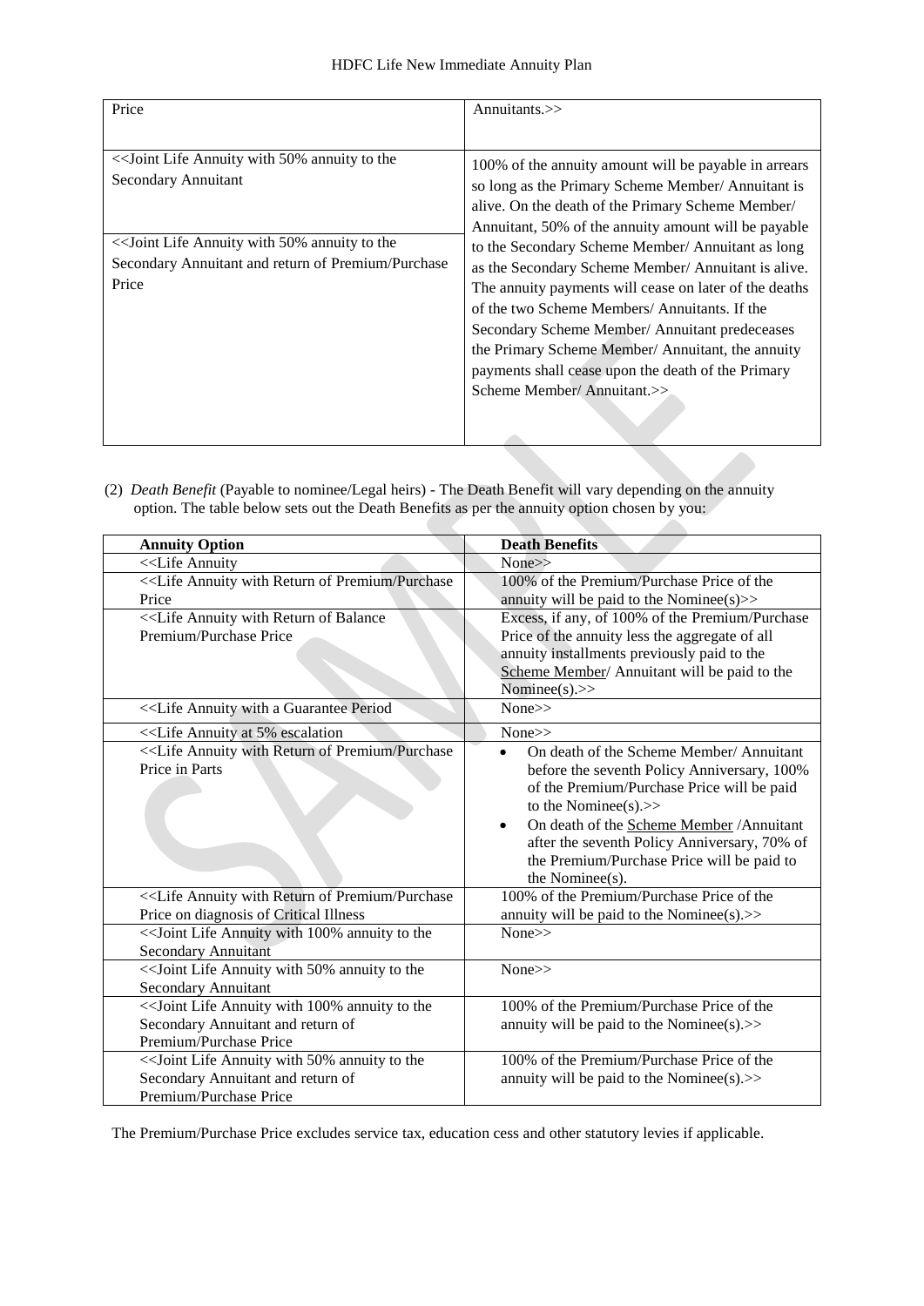| Price | Annuitants.>> |
|---|---|
| <<Joint Life Annuity with 50% annuity to the Secondary Annuitant<br><br><<Joint Life Annuity with 50% annuity to the Secondary Annuitant and return of Premium/Purchase Price | 100% of the annuity amount will be payable in arrears so long as the Primary Scheme Member/ Annuitant is alive. On the death of the Primary Scheme Member/ Annuitant, 50% of the annuity amount will be payable to the Secondary Scheme Member/ Annuitant as long as the Secondary Scheme Member/ Annuitant is alive. The annuity payments will cease on later of the deaths of the two Scheme Members/ Annuitants. If the Secondary Scheme Member/ Annuitant predeceases the Primary Scheme Member/ Annuitant, the annuity payments shall cease upon the death of the Primary Scheme Member/ Annuitant.>> |

(2) *Death Benefit* (Payable to nominee/Legal heirs) - The Death Benefit will vary depending on the annuity option. The table below sets out the Death Benefits as per the annuity option chosen by you:

| Annuity Option | Death Benefits |
|---|---|
| <<Life Annuity | None>> |
| <<Life Annuity with Return of Premium/Purchase Price | 100% of the Premium/Purchase Price of the annuity will be paid to the Nominee(s)>> |
| <<Life Annuity with Return of Balance Premium/Purchase Price | Excess, if any, of 100% of the Premium/Purchase Price of the annuity less the aggregate of all annuity installments previously paid to the Scheme Member/ Annuitant will be paid to the Nominee(s).>> |
| <<Life Annuity with a Guarantee Period | None>> |
| <<Life Annuity at 5% escalation | None>> |
| <<Life Annuity with Return of Premium/Purchase Price in Parts | • On death of the Scheme Member/ Annuitant before the seventh Policy Anniversary, 100% of the Premium/Purchase Price will be paid to the Nominee(s).>><br>• On death of the Scheme Member /Annuitant after the seventh Policy Anniversary, 70% of the Premium/Purchase Price will be paid to the Nominee(s). |
| <<Life Annuity with Return of Premium/Purchase Price on diagnosis of Critical Illness | 100% of the Premium/Purchase Price of the annuity will be paid to the Nominee(s).>> |
| <<Joint Life Annuity with 100% annuity to the Secondary Annuitant | None>> |
| <<Joint Life Annuity with 50% annuity to the Secondary Annuitant | None>> |
| <<Joint Life Annuity with 100% annuity to the Secondary Annuitant and return of Premium/Purchase Price | 100% of the Premium/Purchase Price of the annuity will be paid to the Nominee(s).>> |
| <<Joint Life Annuity with 50% annuity to the Secondary Annuitant and return of Premium/Purchase Price | 100% of the Premium/Purchase Price of the annuity will be paid to the Nominee(s).>> |

The Premium/Purchase Price excludes service tax, education cess and other statutory levies if applicable.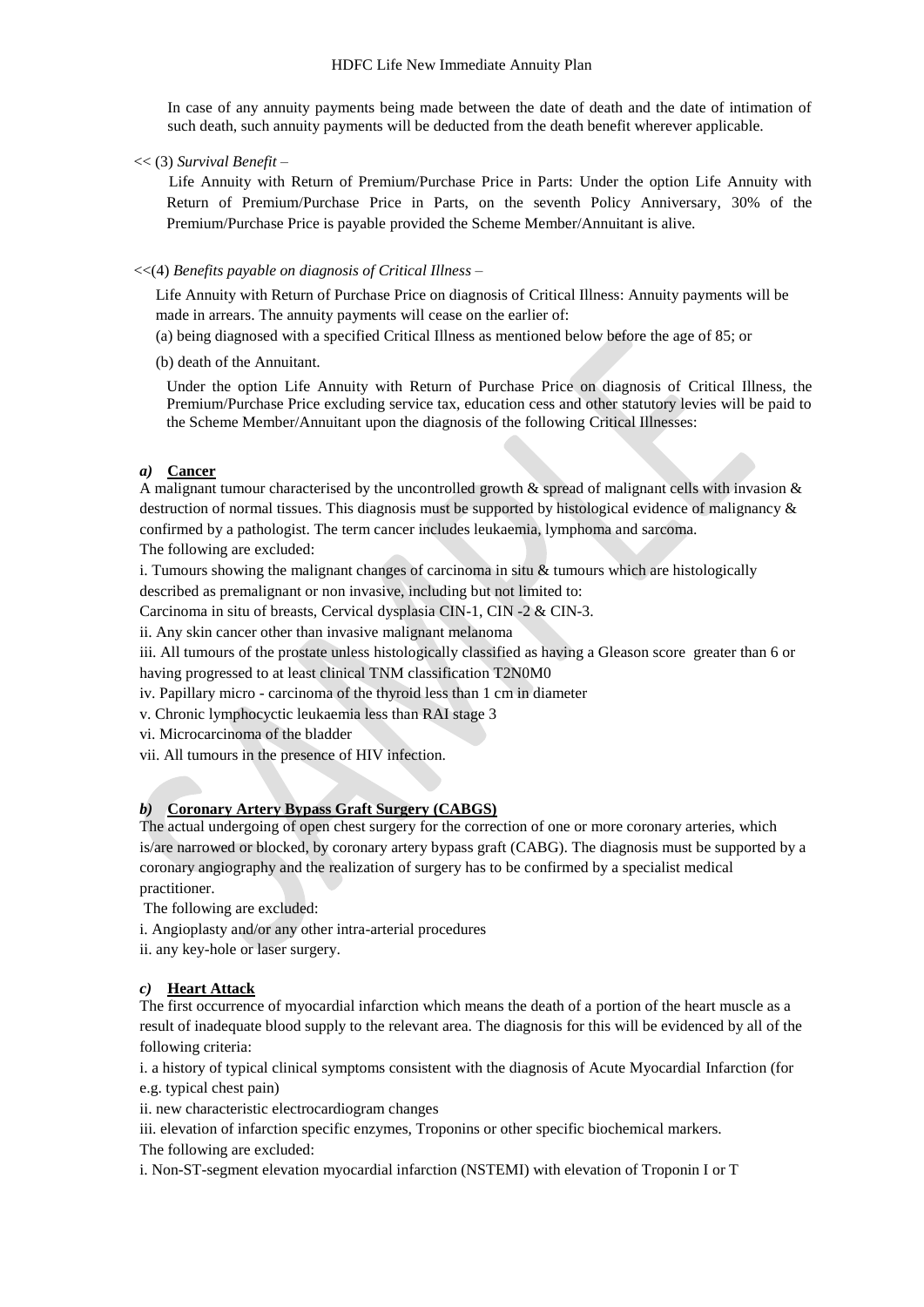In case of any annuity payments being made between the date of death and the date of intimation of such death, such annuity payments will be deducted from the death benefit wherever applicable.

<< (3) *Survival Benefit* –

Life Annuity with Return of Premium/Purchase Price in Parts: Under the option Life Annuity with Return of Premium/Purchase Price in Parts, on the seventh Policy Anniversary, 30% of the Premium/Purchase Price is payable provided the Scheme Member/Annuitant is alive.

<<(4) *Benefits payable on diagnosis of Critical Illness* –

Life Annuity with Return of Purchase Price on diagnosis of Critical Illness: Annuity payments will be made in arrears. The annuity payments will cease on the earlier of:

(a) being diagnosed with a specified Critical Illness as mentioned below before the age of 85; or

(b) death of the Annuitant.

Under the option Life Annuity with Return of Purchase Price on diagnosis of Critical Illness, the Premium/Purchase Price excluding service tax, education cess and other statutory levies will be paid to the Scheme Member/Annuitant upon the diagnosis of the following Critical Illnesses:

***a)*** **Cancer**

A malignant tumour characterised by the uncontrolled growth & spread of malignant cells with invasion & destruction of normal tissues. This diagnosis must be supported by histological evidence of malignancy & confirmed by a pathologist. The term cancer includes leukaemia, lymphoma and sarcoma.

The following are excluded:

i. Tumours showing the malignant changes of carcinoma in situ & tumours which are histologically described as premalignant or non invasive, including but not limited to:

Carcinoma in situ of breasts, Cervical dysplasia CIN-1, CIN -2 & CIN-3.

ii. Any skin cancer other than invasive malignant melanoma

iii. All tumours of the prostate unless histologically classified as having a Gleason score greater than 6 or having progressed to at least clinical TNM classification T2N0M0

iv. Papillary micro - carcinoma of the thyroid less than 1 cm in diameter

v. Chronic lymphocyctic leukaemia less than RAI stage 3

vi. Microcarcinoma of the bladder

vii. All tumours in the presence of HIV infection.

***b)*** **Coronary Artery Bypass Graft Surgery (CABGS)**

The actual undergoing of open chest surgery for the correction of one or more coronary arteries, which is/are narrowed or blocked, by coronary artery bypass graft (CABG). The diagnosis must be supported by a coronary angiography and the realization of surgery has to be confirmed by a specialist medical practitioner.

The following are excluded:

i. Angioplasty and/or any other intra-arterial procedures

ii. any key-hole or laser surgery.

***c)*** **Heart Attack**

The first occurrence of myocardial infarction which means the death of a portion of the heart muscle as a result of inadequate blood supply to the relevant area. The diagnosis for this will be evidenced by all of the following criteria:

i. a history of typical clinical symptoms consistent with the diagnosis of Acute Myocardial Infarction (for e.g. typical chest pain)

ii. new characteristic electrocardiogram changes

iii. elevation of infarction specific enzymes, Troponins or other specific biochemical markers.

The following are excluded:

i. Non-ST-segment elevation myocardial infarction (NSTEMI) with elevation of Troponin I or T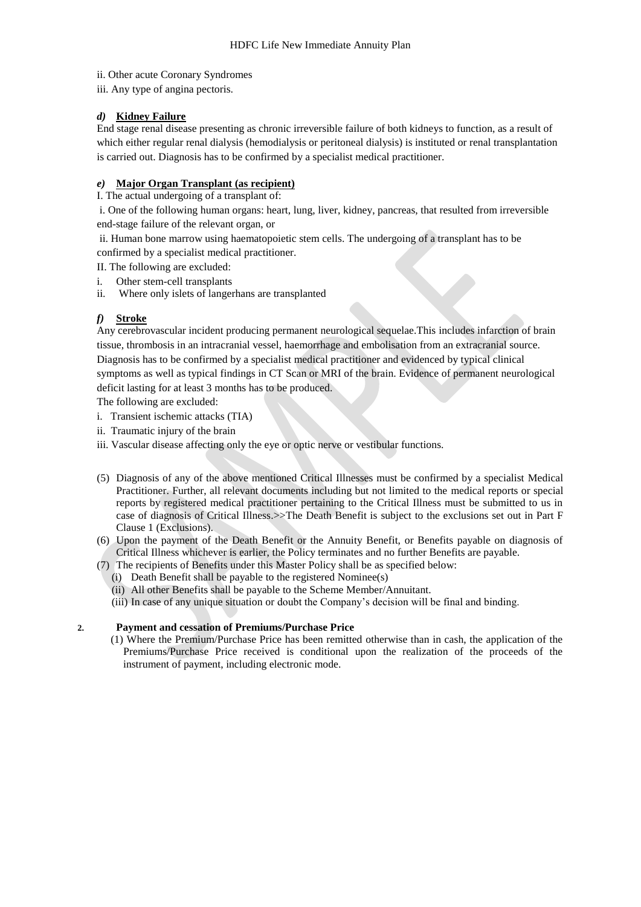ii. Other acute Coronary Syndromes

iii. Any type of angina pectoris.

#### *d)* **Kidney Failure**

End stage renal disease presenting as chronic irreversible failure of both kidneys to function, as a result of which either regular renal dialysis (hemodialysis or peritoneal dialysis) is instituted or renal transplantation is carried out. Diagnosis has to be confirmed by a specialist medical practitioner.

#### *e)* **Major Organ Transplant (as recipient)**

I. The actual undergoing of a transplant of:

i. One of the following human organs: heart, lung, liver, kidney, pancreas, that resulted from irreversible end-stage failure of the relevant organ, or

ii. Human bone marrow using haematopoietic stem cells. The undergoing of a transplant has to be confirmed by a specialist medical practitioner.

II. The following are excluded:

i. Other stem-cell transplants

ii. Where only islets of langerhans are transplanted

#### *f)* **Stroke**

Any cerebrovascular incident producing permanent neurological sequelae.This includes infarction of brain tissue, thrombosis in an intracranial vessel, haemorrhage and embolisation from an extracranial source. Diagnosis has to be confirmed by a specialist medical practitioner and evidenced by typical clinical symptoms as well as typical findings in CT Scan or MRI of the brain. Evidence of permanent neurological deficit lasting for at least 3 months has to be produced.

The following are excluded:

i. Transient ischemic attacks (TIA)

ii. Traumatic injury of the brain

iii. Vascular disease affecting only the eye or optic nerve or vestibular functions.

(5) Diagnosis of any of the above mentioned Critical Illnesses must be confirmed by a specialist Medical Practitioner. Further, all relevant documents including but not limited to the medical reports or special reports by registered medical practitioner pertaining to the Critical Illness must be submitted to us in case of diagnosis of Critical Illness.>>The Death Benefit is subject to the exclusions set out in Part F Clause 1 (Exclusions).

(6) Upon the payment of the Death Benefit or the Annuity Benefit, or Benefits payable on diagnosis of Critical Illness whichever is earlier, the Policy terminates and no further Benefits are payable.

(7) The recipients of Benefits under this Master Policy shall be as specified below:

(i) Death Benefit shall be payable to the registered Nominee(s)

(ii) All other Benefits shall be payable to the Scheme Member/Annuitant.

(iii) In case of any unique situation or doubt the Company's decision will be final and binding.

### 2. Payment and cessation of Premiums/Purchase Price

(1) Where the Premium/Purchase Price has been remitted otherwise than in cash, the application of the Premiums/Purchase Price received is conditional upon the realization of the proceeds of the instrument of payment, including electronic mode.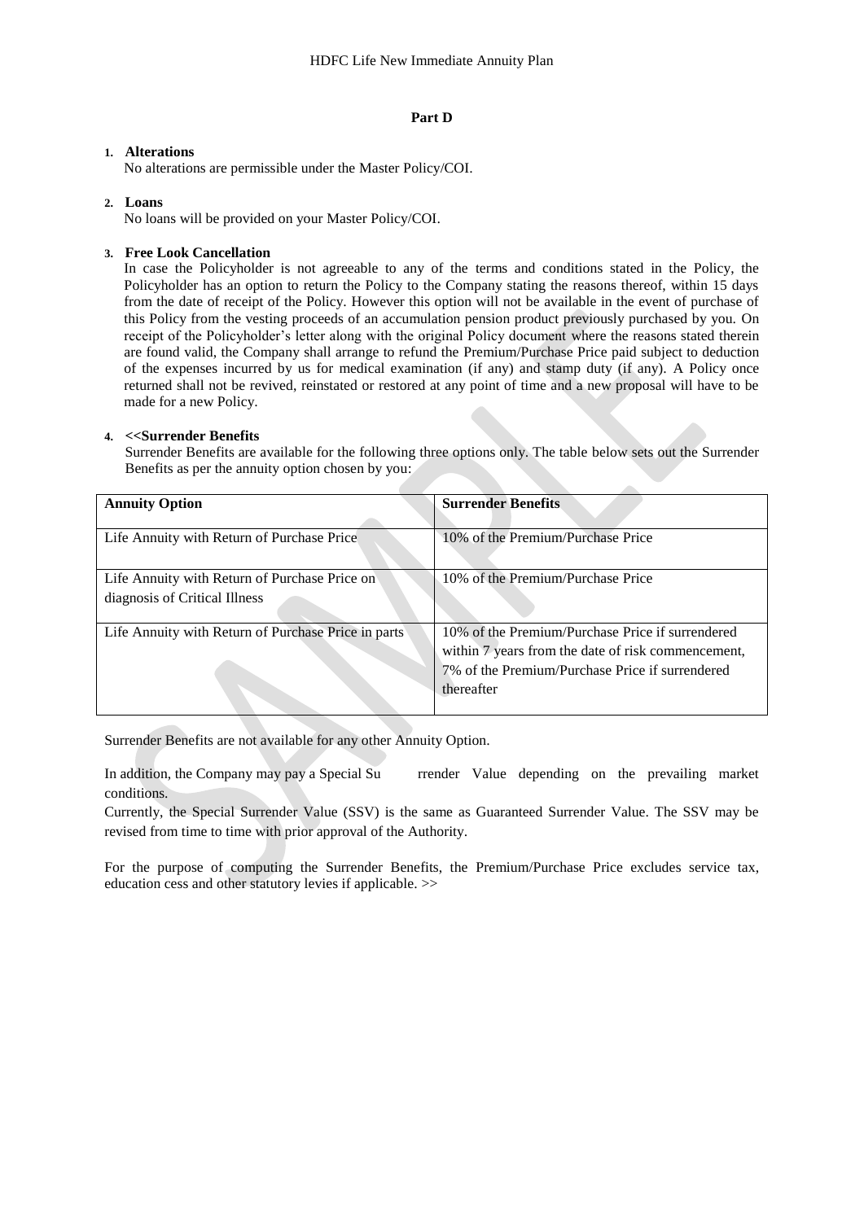## Part D

1. **Alterations**
   No alterations are permissible under the Master Policy/COI.

2. **Loans**
   No loans will be provided on your Master Policy/COI.

3. **Free Look Cancellation**
   In case the Policyholder is not agreeable to any of the terms and conditions stated in the Policy, the Policyholder has an option to return the Policy to the Company stating the reasons thereof, within 15 days from the date of receipt of the Policy. However this option will not be available in the event of purchase of this Policy from the vesting proceeds of an accumulation pension product previously purchased by you. On receipt of the Policyholder's letter along with the original Policy document where the reasons stated therein are found valid, the Company shall arrange to refund the Premium/Purchase Price paid subject to deduction of the expenses incurred by us for medical examination (if any) and stamp duty (if any). A Policy once returned shall not be revived, reinstated or restored at any point of time and a new proposal will have to be made for a new Policy.

4. **<<Surrender Benefits**
   Surrender Benefits are available for the following three options only. The table below sets out the Surrender Benefits as per the annuity option chosen by you:

| Annuity Option | Surrender Benefits |
|---|---|
| Life Annuity with Return of Purchase Price | 10% of the Premium/Purchase Price |
| Life Annuity with Return of Purchase Price on diagnosis of Critical Illness | 10% of the Premium/Purchase Price |
| Life Annuity with Return of Purchase Price in parts | 10% of the Premium/Purchase Price if surrendered within 7 years from the date of risk commencement, 7% of the Premium/Purchase Price if surrendered thereafter |

Surrender Benefits are not available for any other Annuity Option.

In addition, the Company may pay a Special Surrender Value depending on the prevailing market conditions.

Currently, the Special Surrender Value (SSV) is the same as Guaranteed Surrender Value. The SSV may be revised from time to time with prior approval of the Authority.

For the purpose of computing the Surrender Benefits, the Premium/Purchase Price excludes service tax, education cess and other statutory levies if applicable. >>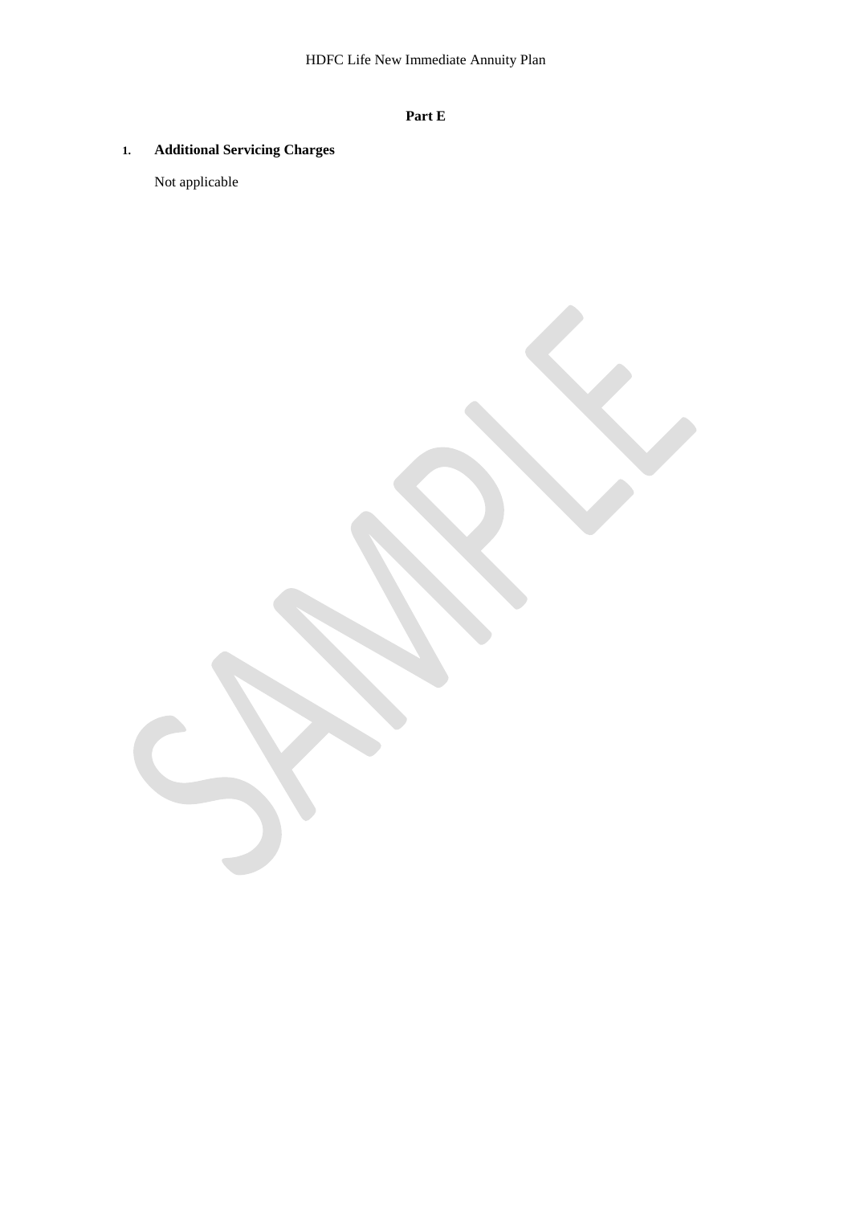**Part E**

1. **Additional Servicing Charges**

   Not applicable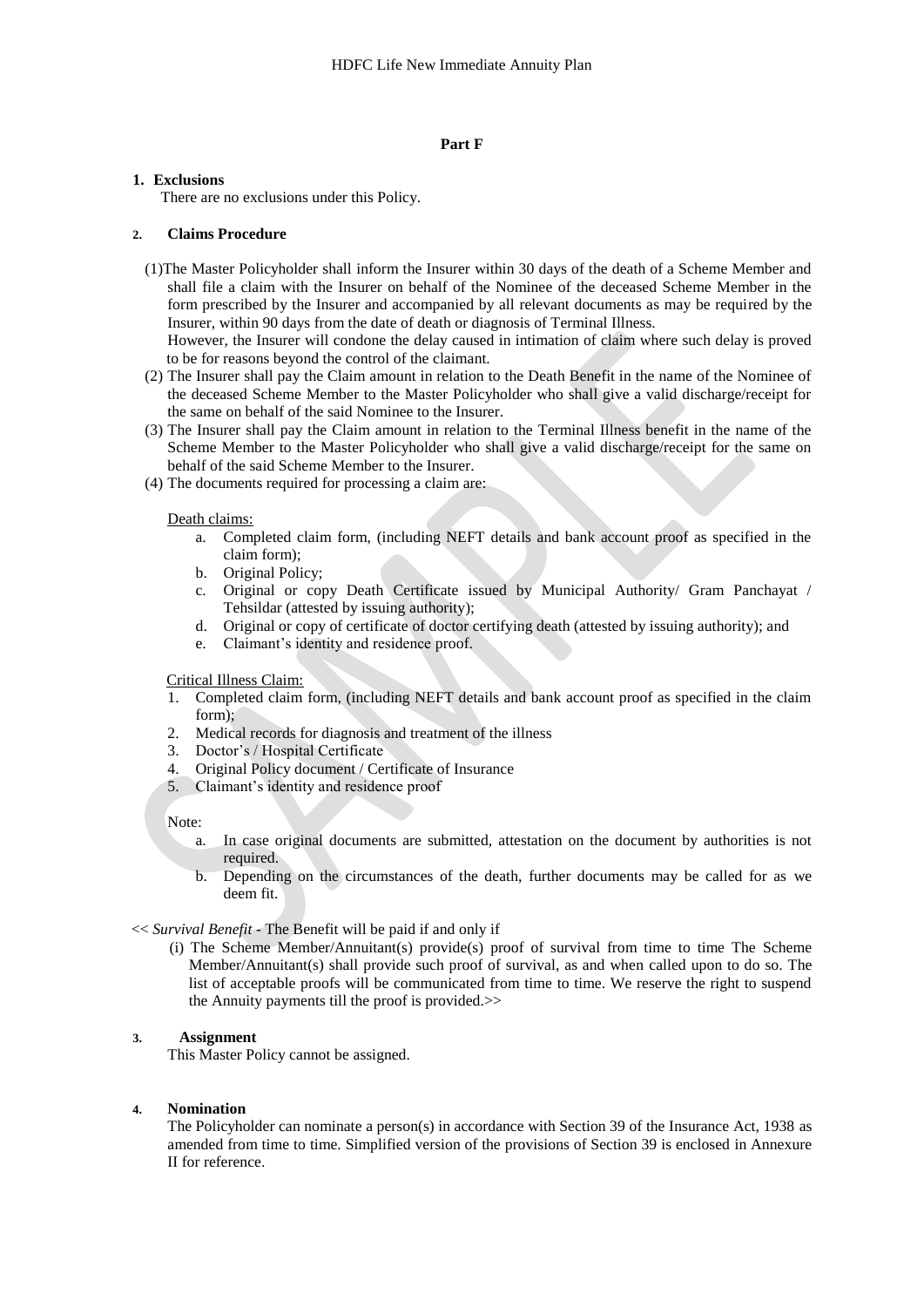## Part F

### 1. Exclusions

There are no exclusions under this Policy.

### 2. Claims Procedure

(1) The Master Policyholder shall inform the Insurer within 30 days of the death of a Scheme Member and shall file a claim with the Insurer on behalf of the Nominee of the deceased Scheme Member in the form prescribed by the Insurer and accompanied by all relevant documents as may be required by the Insurer, within 90 days from the date of death or diagnosis of Terminal Illness.
However, the Insurer will condone the delay caused in intimation of claim where such delay is proved to be for reasons beyond the control of the claimant.

(2) The Insurer shall pay the Claim amount in relation to the Death Benefit in the name of the Nominee of the deceased Scheme Member to the Master Policyholder who shall give a valid discharge/receipt for the same on behalf of the said Nominee to the Insurer.

(3) The Insurer shall pay the Claim amount in relation to the Terminal Illness benefit in the name of the Scheme Member to the Master Policyholder who shall give a valid discharge/receipt for the same on behalf of the said Scheme Member to the Insurer.

(4) The documents required for processing a claim are:

Death claims:

a. Completed claim form, (including NEFT details and bank account proof as specified in the claim form);
b. Original Policy;
c. Original or copy Death Certificate issued by Municipal Authority/ Gram Panchayat / Tehsildar (attested by issuing authority);
d. Original or copy of certificate of doctor certifying death (attested by issuing authority); and
e. Claimant's identity and residence proof.

Critical Illness Claim:

1. Completed claim form, (including NEFT details and bank account proof as specified in the claim form);
2. Medical records for diagnosis and treatment of the illness
3. Doctor's / Hospital Certificate
4. Original Policy document / Certificate of Insurance
5. Claimant's identity and residence proof

Note:

a. In case original documents are submitted, attestation on the document by authorities is not required.
b. Depending on the circumstances of the death, further documents may be called for as we deem fit.

<< *Survival Benefit* - The Benefit will be paid if and only if

(i) The Scheme Member/Annuitant(s) provide(s) proof of survival from time to time The Scheme Member/Annuitant(s) shall provide such proof of survival, as and when called upon to do so. The list of acceptable proofs will be communicated from time to time. We reserve the right to suspend the Annuity payments till the proof is provided.>>

### 3. Assignment

This Master Policy cannot be assigned.

### 4. Nomination

The Policyholder can nominate a person(s) in accordance with Section 39 of the Insurance Act, 1938 as amended from time to time. Simplified version of the provisions of Section 39 is enclosed in Annexure II for reference.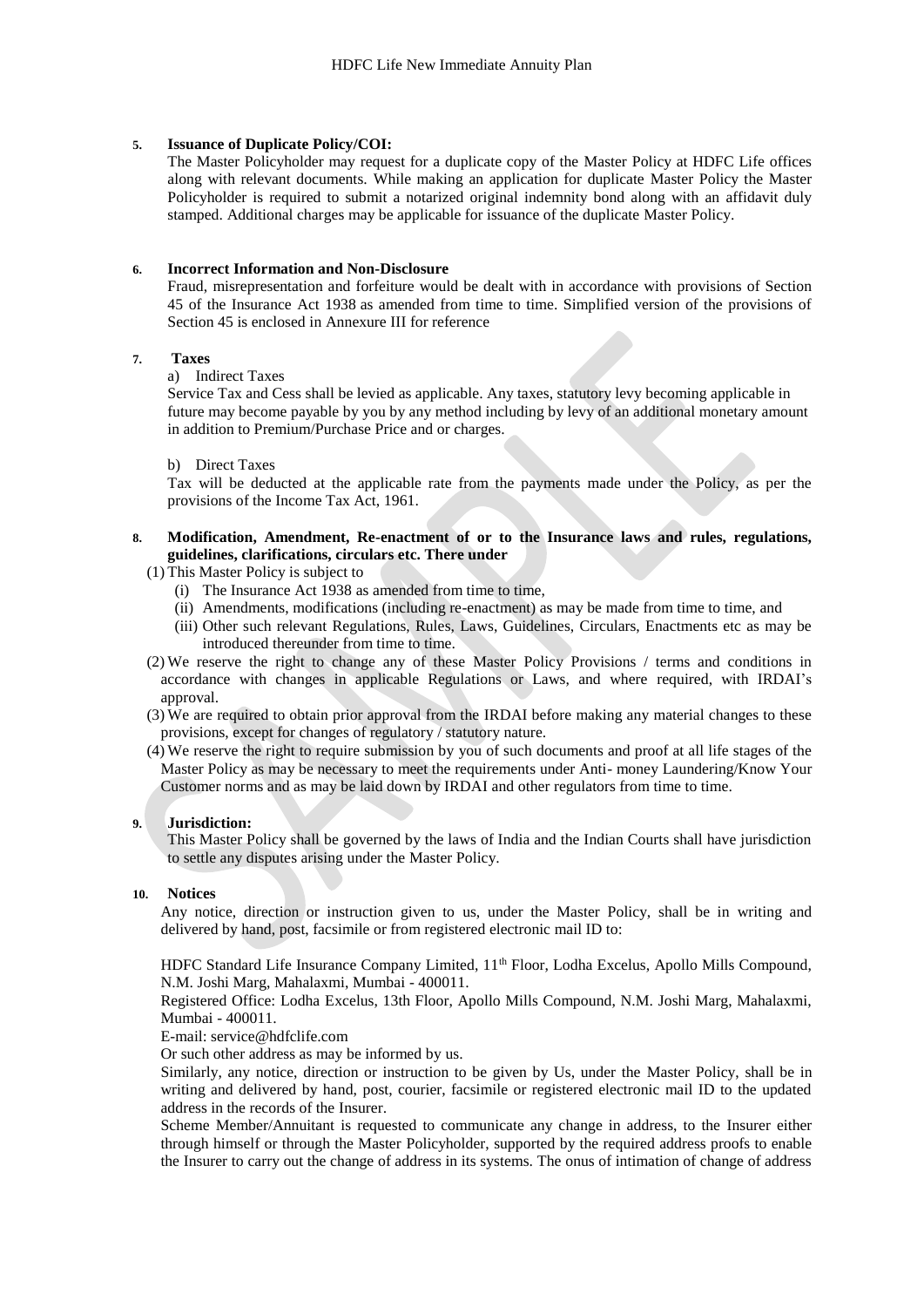**5. Issuance of Duplicate Policy/COI:**

The Master Policyholder may request for a duplicate copy of the Master Policy at HDFC Life offices along with relevant documents. While making an application for duplicate Master Policy the Master Policyholder is required to submit a notarized original indemnity bond along with an affidavit duly stamped. Additional charges may be applicable for issuance of the duplicate Master Policy.

**6. Incorrect Information and Non-Disclosure**

Fraud, misrepresentation and forfeiture would be dealt with in accordance with provisions of Section 45 of the Insurance Act 1938 as amended from time to time. Simplified version of the provisions of Section 45 is enclosed in Annexure III for reference

**7. Taxes**

a) Indirect Taxes

Service Tax and Cess shall be levied as applicable. Any taxes, statutory levy becoming applicable in future may become payable by you by any method including by levy of an additional monetary amount in addition to Premium/Purchase Price and or charges.

b) Direct Taxes

Tax will be deducted at the applicable rate from the payments made under the Policy, as per the provisions of the Income Tax Act, 1961.

**8. Modification, Amendment, Re-enactment of or to the Insurance laws and rules, regulations, guidelines, clarifications, circulars etc. There under**

(1) This Master Policy is subject to
   (i) The Insurance Act 1938 as amended from time to time,
   (ii) Amendments, modifications (including re-enactment) as may be made from time to time, and
   (iii) Other such relevant Regulations, Rules, Laws, Guidelines, Circulars, Enactments etc as may be introduced thereunder from time to time.

(2) We reserve the right to change any of these Master Policy Provisions / terms and conditions in accordance with changes in applicable Regulations or Laws, and where required, with IRDAI's approval.

(3) We are required to obtain prior approval from the IRDAI before making any material changes to these provisions, except for changes of regulatory / statutory nature.

(4) We reserve the right to require submission by you of such documents and proof at all life stages of the Master Policy as may be necessary to meet the requirements under Anti- money Laundering/Know Your Customer norms and as may be laid down by IRDAI and other regulators from time to time.

**9. Jurisdiction:**

This Master Policy shall be governed by the laws of India and the Indian Courts shall have jurisdiction to settle any disputes arising under the Master Policy.

**10. Notices**

Any notice, direction or instruction given to us, under the Master Policy, shall be in writing and delivered by hand, post, facsimile or from registered electronic mail ID to:

HDFC Standard Life Insurance Company Limited, 11th Floor, Lodha Excelus, Apollo Mills Compound, N.M. Joshi Marg, Mahalaxmi, Mumbai - 400011.

Registered Office: Lodha Excelus, 13th Floor, Apollo Mills Compound, N.M. Joshi Marg, Mahalaxmi, Mumbai - 400011.

E-mail: service@hdfclife.com

Or such other address as may be informed by us.

Similarly, any notice, direction or instruction to be given by Us, under the Master Policy, shall be in writing and delivered by hand, post, courier, facsimile or registered electronic mail ID to the updated address in the records of the Insurer.

Scheme Member/Annuitant is requested to communicate any change in address, to the Insurer either through himself or through the Master Policyholder, supported by the required address proofs to enable the Insurer to carry out the change of address in its systems. The onus of intimation of change of address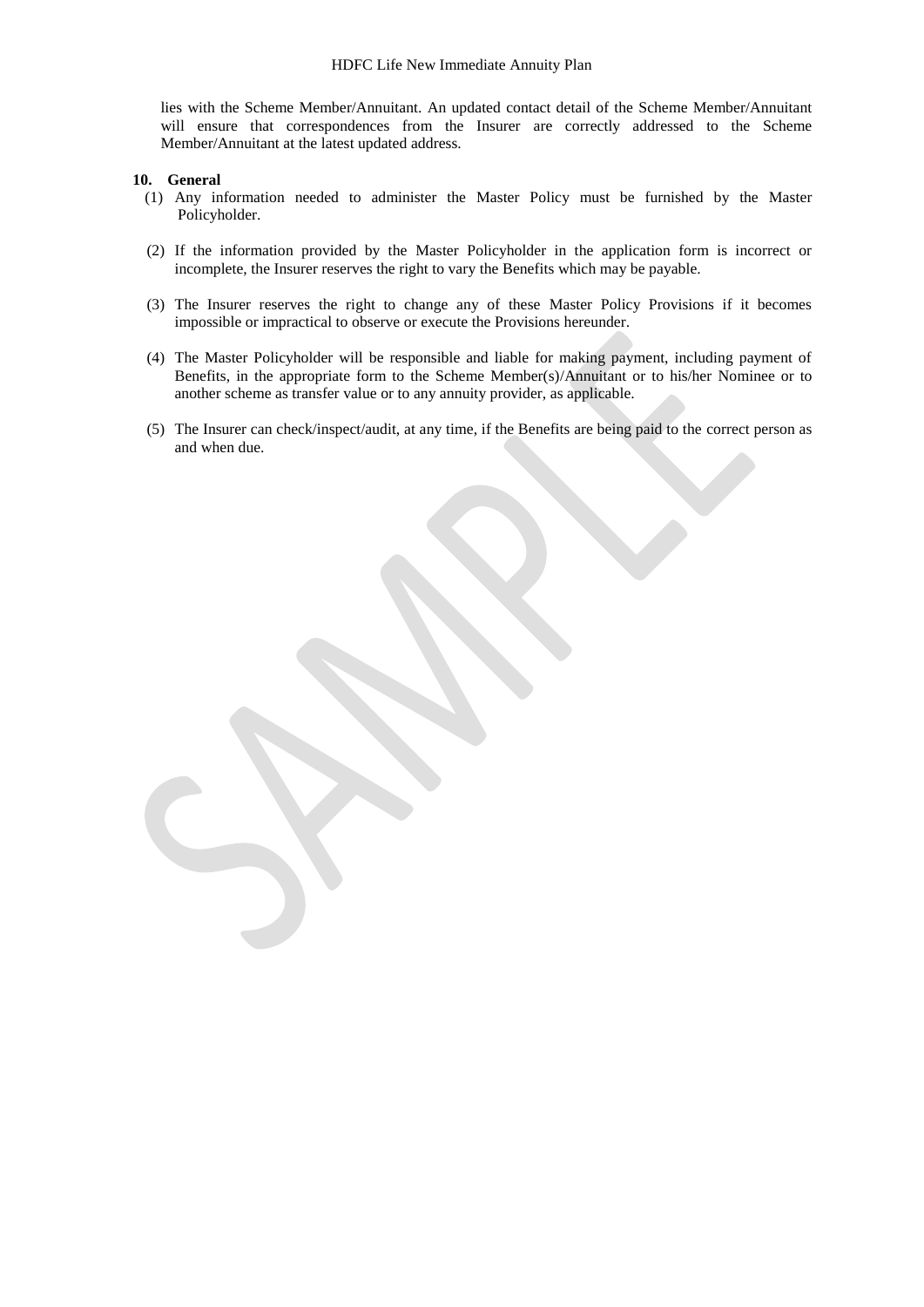lies with the Scheme Member/Annuitant. An updated contact detail of the Scheme Member/Annuitant will ensure that correspondences from the Insurer are correctly addressed to the Scheme Member/Annuitant at the latest updated address.

**10. General**

(1) Any information needed to administer the Master Policy must be furnished by the Master Policyholder.

(2) If the information provided by the Master Policyholder in the application form is incorrect or incomplete, the Insurer reserves the right to vary the Benefits which may be payable.

(3) The Insurer reserves the right to change any of these Master Policy Provisions if it becomes impossible or impractical to observe or execute the Provisions hereunder.

(4) The Master Policyholder will be responsible and liable for making payment, including payment of Benefits, in the appropriate form to the Scheme Member(s)/Annuitant or to his/her Nominee or to another scheme as transfer value or to any annuity provider, as applicable.

(5) The Insurer can check/inspect/audit, at any time, if the Benefits are being paid to the correct person as and when due.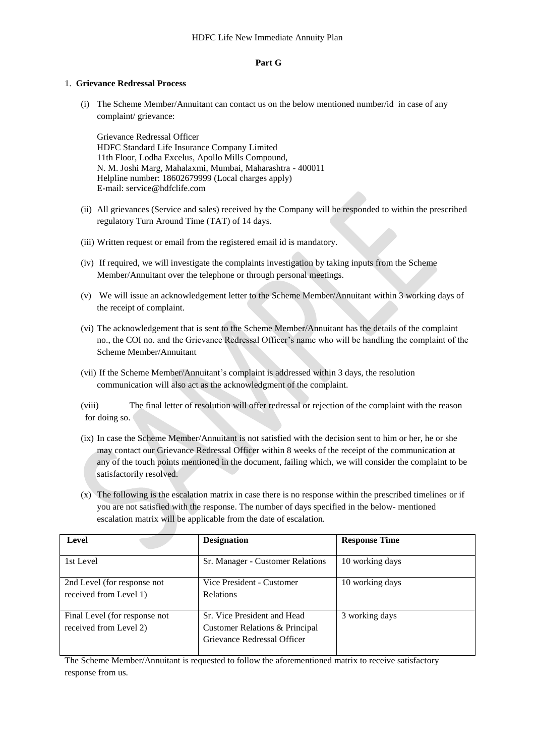## Part G

1. **Grievance Redressal Process**

   (i) The Scheme Member/Annuitant can contact us on the below mentioned number/id in case of any complaint/ grievance:

   Grievance Redressal Officer
   HDFC Standard Life Insurance Company Limited
   11th Floor, Lodha Excelus, Apollo Mills Compound,
   N. M. Joshi Marg, Mahalaxmi, Mumbai, Maharashtra - 400011
   Helpline number: 18602679999 (Local charges apply)
   E-mail: service@hdfclife.com

   (ii) All grievances (Service and sales) received by the Company will be responded to within the prescribed regulatory Turn Around Time (TAT) of 14 days.

   (iii) Written request or email from the registered email id is mandatory.

   (iv) If required, we will investigate the complaints investigation by taking inputs from the Scheme Member/Annuitant over the telephone or through personal meetings.

   (v) We will issue an acknowledgement letter to the Scheme Member/Annuitant within 3 working days of the receipt of complaint.

   (vi) The acknowledgement that is sent to the Scheme Member/Annuitant has the details of the complaint no., the COI no. and the Grievance Redressal Officer's name who will be handling the complaint of the Scheme Member/Annuitant

   (vii) If the Scheme Member/Annuitant's complaint is addressed within 3 days, the resolution communication will also act as the acknowledgment of the complaint.

   (viii) The final letter of resolution will offer redressal or rejection of the complaint with the reason for doing so.

   (ix) In case the Scheme Member/Annuitant is not satisfied with the decision sent to him or her, he or she may contact our Grievance Redressal Officer within 8 weeks of the receipt of the communication at any of the touch points mentioned in the document, failing which, we will consider the complaint to be satisfactorily resolved.

   (x) The following is the escalation matrix in case there is no response within the prescribed timelines or if you are not satisfied with the response. The number of days specified in the below- mentioned escalation matrix will be applicable from the date of escalation.

| Level | Designation | Response Time |
|---|---|---|
| 1st Level | Sr. Manager - Customer Relations | 10 working days |
| 2nd Level (for response not received from Level 1) | Vice President - Customer Relations | 10 working days |
| Final Level (for response not received from Level 2) | Sr. Vice President and Head Customer Relations & Principal Grievance Redressal Officer | 3 working days |

The Scheme Member/Annuitant is requested to follow the aforementioned matrix to receive satisfactory response from us.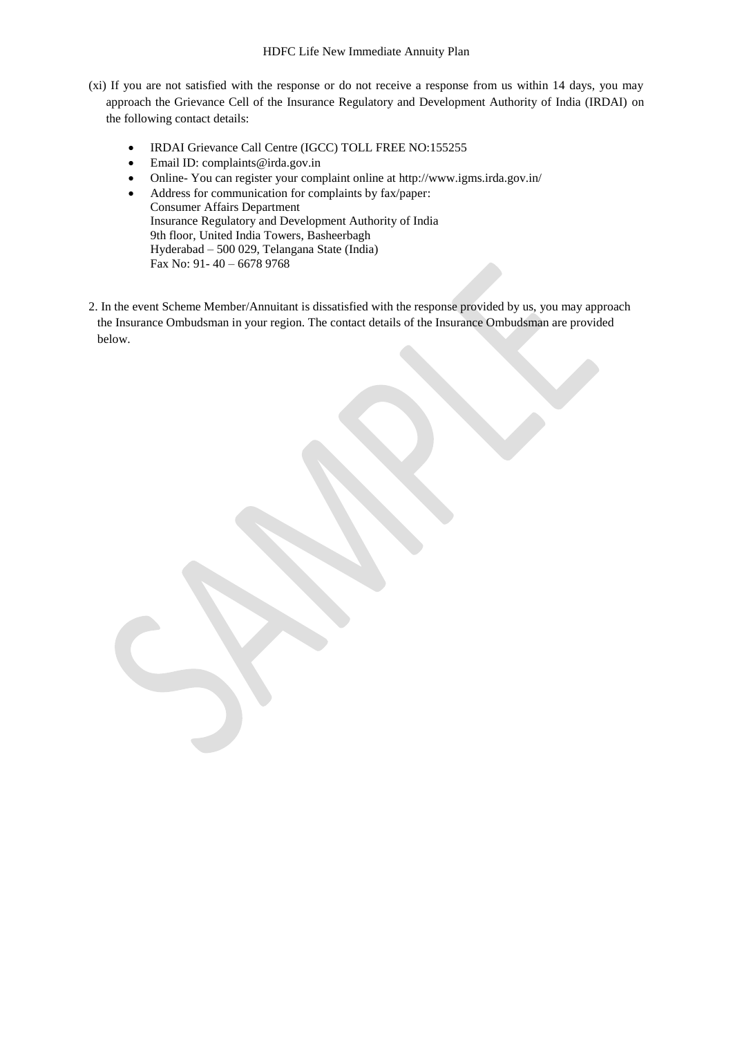(xi) If you are not satisfied with the response or do not receive a response from us within 14 days, you may approach the Grievance Cell of the Insurance Regulatory and Development Authority of India (IRDAI) on the following contact details:

- IRDAI Grievance Call Centre (IGCC) TOLL FREE NO:155255
- Email ID: complaints@irda.gov.in
- Online- You can register your complaint online at http://www.igms.irda.gov.in/
- Address for communication for complaints by fax/paper:
  Consumer Affairs Department
  Insurance Regulatory and Development Authority of India
  9th floor, United India Towers, Basheerbagh
  Hyderabad – 500 029, Telangana State (India)
  Fax No: 91- 40 – 6678 9768

2. In the event Scheme Member/Annuitant is dissatisfied with the response provided by us, you may approach the Insurance Ombudsman in your region. The contact details of the Insurance Ombudsman are provided below.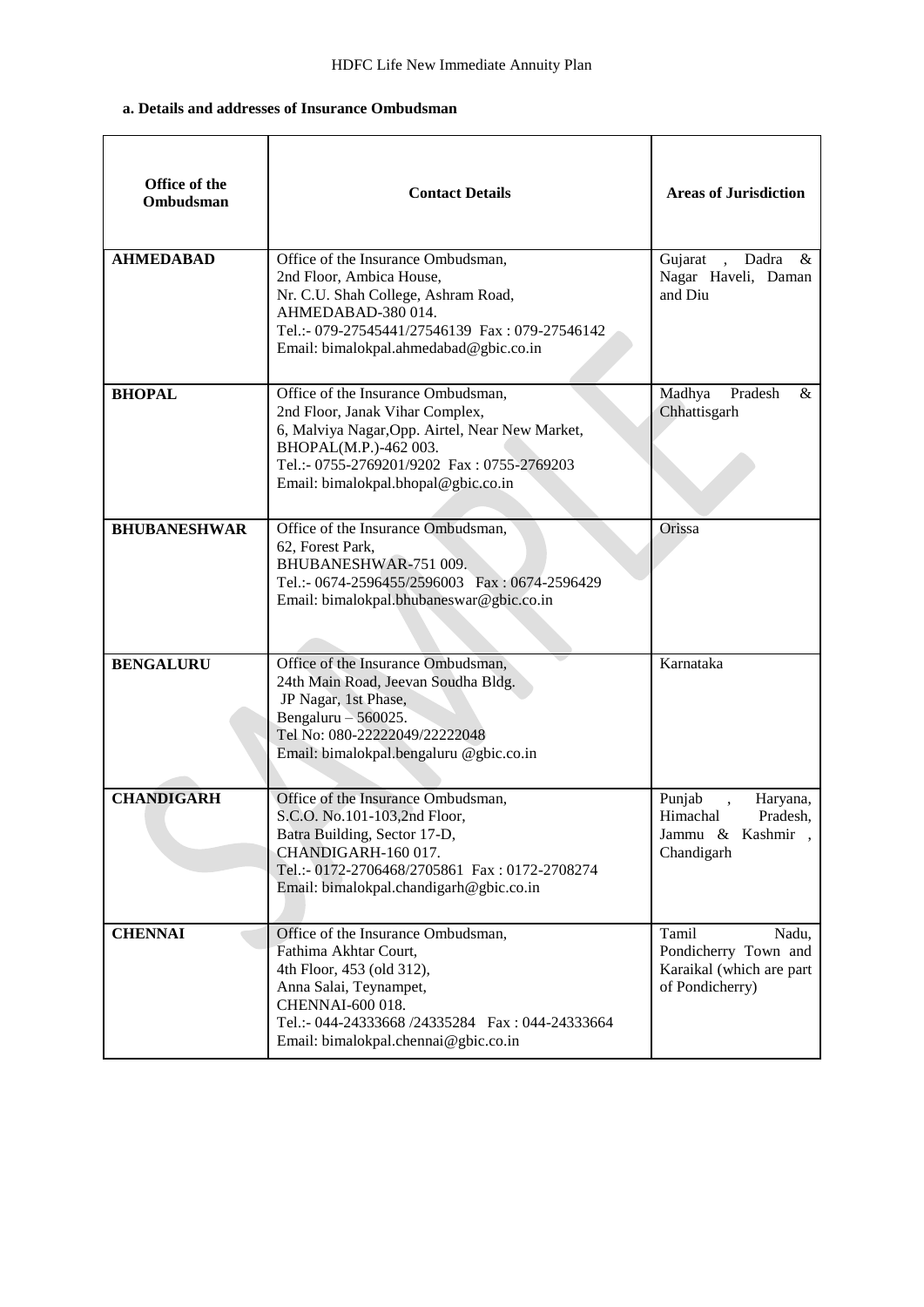**a. Details and addresses of Insurance Ombudsman**

| Office of the Ombudsman | Contact Details | Areas of Jurisdiction |
|---|---|---|
| **AHMEDABAD** | Office of the Insurance Ombudsman,<br>2nd Floor, Ambica House,<br>Nr. C.U. Shah College, Ashram Road,<br>AHMEDABAD-380 014.<br>Tel.:- 079-27545441/27546139 Fax : 079-27546142<br>Email: bimalokpal.ahmedabad@gbic.co.in | Gujarat , Dadra & Nagar Haveli, Daman and Diu |
| **BHOPAL** | Office of the Insurance Ombudsman,<br>2nd Floor, Janak Vihar Complex,<br>6, Malviya Nagar,Opp. Airtel, Near New Market,<br>BHOPAL(M.P.)-462 003.<br>Tel.:- 0755-2769201/9202 Fax : 0755-2769203<br>Email: bimalokpal.bhopal@gbic.co.in | Madhya Pradesh & Chhattisgarh |
| **BHUBANESHWAR** | Office of the Insurance Ombudsman,<br>62, Forest Park,<br>BHUBANESHWAR-751 009.<br>Tel.:- 0674-2596455/2596003 Fax : 0674-2596429<br>Email: bimalokpal.bhubaneswar@gbic.co.in | Orissa |
| **BENGALURU** | Office of the Insurance Ombudsman,<br>24th Main Road, Jeevan Soudha Bldg.<br>JP Nagar, 1st Phase,<br>Bengaluru – 560025.<br>Tel No: 080-22222049/22222048<br>Email: bimalokpal.bengaluru @gbic.co.in | Karnataka |
| **CHANDIGARH** | Office of the Insurance Ombudsman,<br>S.C.O. No.101-103,2nd Floor,<br>Batra Building, Sector 17-D,<br>CHANDIGARH-160 017.<br>Tel.:- 0172-2706468/2705861 Fax : 0172-2708274<br>Email: bimalokpal.chandigarh@gbic.co.in | Punjab , Haryana, Himachal Pradesh, Jammu & Kashmir , Chandigarh |
| **CHENNAI** | Office of the Insurance Ombudsman,<br>Fathima Akhtar Court,<br>4th Floor, 453 (old 312),<br>Anna Salai, Teynampet,<br>CHENNAI-600 018.<br>Tel.:- 044-24333668 /24335284 Fax : 044-24333664<br>Email: bimalokpal.chennai@gbic.co.in | Tamil Nadu, Pondicherry Town and Karaikal (which are part of Pondicherry) |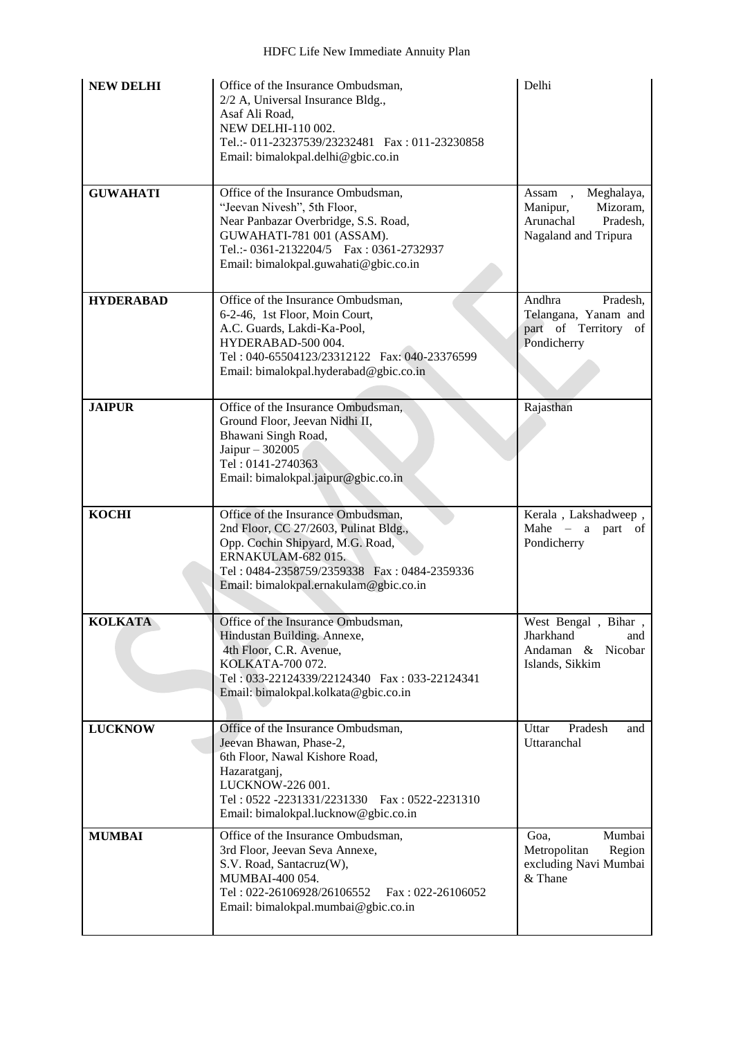| | | |
|---|---|---|
| **NEW DELHI** | Office of the Insurance Ombudsman,<br>2/2 A, Universal Insurance Bldg.,<br>Asaf Ali Road,<br>NEW DELHI-110 002.<br>Tel.:- 011-23237539/23232481 Fax : 011-23230858<br>Email: bimalokpal.delhi@gbic.co.in | Delhi |
| **GUWAHATI** | Office of the Insurance Ombudsman,<br>"Jeevan Nivesh", 5th Floor,<br>Near Panbazar Overbridge, S.S. Road,<br>GUWAHATI-781 001 (ASSAM).<br>Tel.:- 0361-2132204/5 Fax : 0361-2732937<br>Email: bimalokpal.guwahati@gbic.co.in | Assam , Meghalaya, Manipur, Mizoram, Arunachal Pradesh, Nagaland and Tripura |
| **HYDERABAD** | Office of the Insurance Ombudsman,<br>6-2-46, 1st Floor, Moin Court,<br>A.C. Guards, Lakdi-Ka-Pool,<br>HYDERABAD-500 004.<br>Tel : 040-65504123/23312122 Fax: 040-23376599<br>Email: bimalokpal.hyderabad@gbic.co.in | Andhra Pradesh, Telangana, Yanam and part of Territory of Pondicherry |
| **JAIPUR** | Office of the Insurance Ombudsman,<br>Ground Floor, Jeevan Nidhi II,<br>Bhawani Singh Road,<br>Jaipur – 302005<br>Tel : 0141-2740363<br>Email: bimalokpal.jaipur@gbic.co.in | Rajasthan |
| **KOCHI** | Office of the Insurance Ombudsman,<br>2nd Floor, CC 27/2603, Pulinat Bldg.,<br>Opp. Cochin Shipyard, M.G. Road,<br>ERNAKULAM-682 015.<br>Tel : 0484-2358759/2359338 Fax : 0484-2359336<br>Email: bimalokpal.ernakulam@gbic.co.in | Kerala , Lakshadweep , Mahe – a part of Pondicherry |
| **KOLKATA** | Office of the Insurance Ombudsman,<br>Hindustan Building. Annexe,<br>4th Floor, C.R. Avenue,<br>KOLKATA-700 072.<br>Tel : 033-22124339/22124340 Fax : 033-22124341<br>Email: bimalokpal.kolkata@gbic.co.in | West Bengal , Bihar , Jharkhand and Andaman & Nicobar Islands, Sikkim |
| **LUCKNOW** | Office of the Insurance Ombudsman,<br>Jeevan Bhawan, Phase-2,<br>6th Floor, Nawal Kishore Road,<br>Hazaratganj,<br>LUCKNOW-226 001.<br>Tel : 0522 -2231331/2231330 Fax : 0522-2231310<br>Email: bimalokpal.lucknow@gbic.co.in | Uttar Pradesh and Uttaranchal |
| **MUMBAI** | Office of the Insurance Ombudsman,<br>3rd Floor, Jeevan Seva Annexe,<br>S.V. Road, Santacruz(W),<br>MUMBAI-400 054.<br>Tel : 022-26106928/26106552 Fax : 022-26106052<br>Email: bimalokpal.mumbai@gbic.co.in | Goa, Mumbai Metropolitan Region excluding Navi Mumbai & Thane |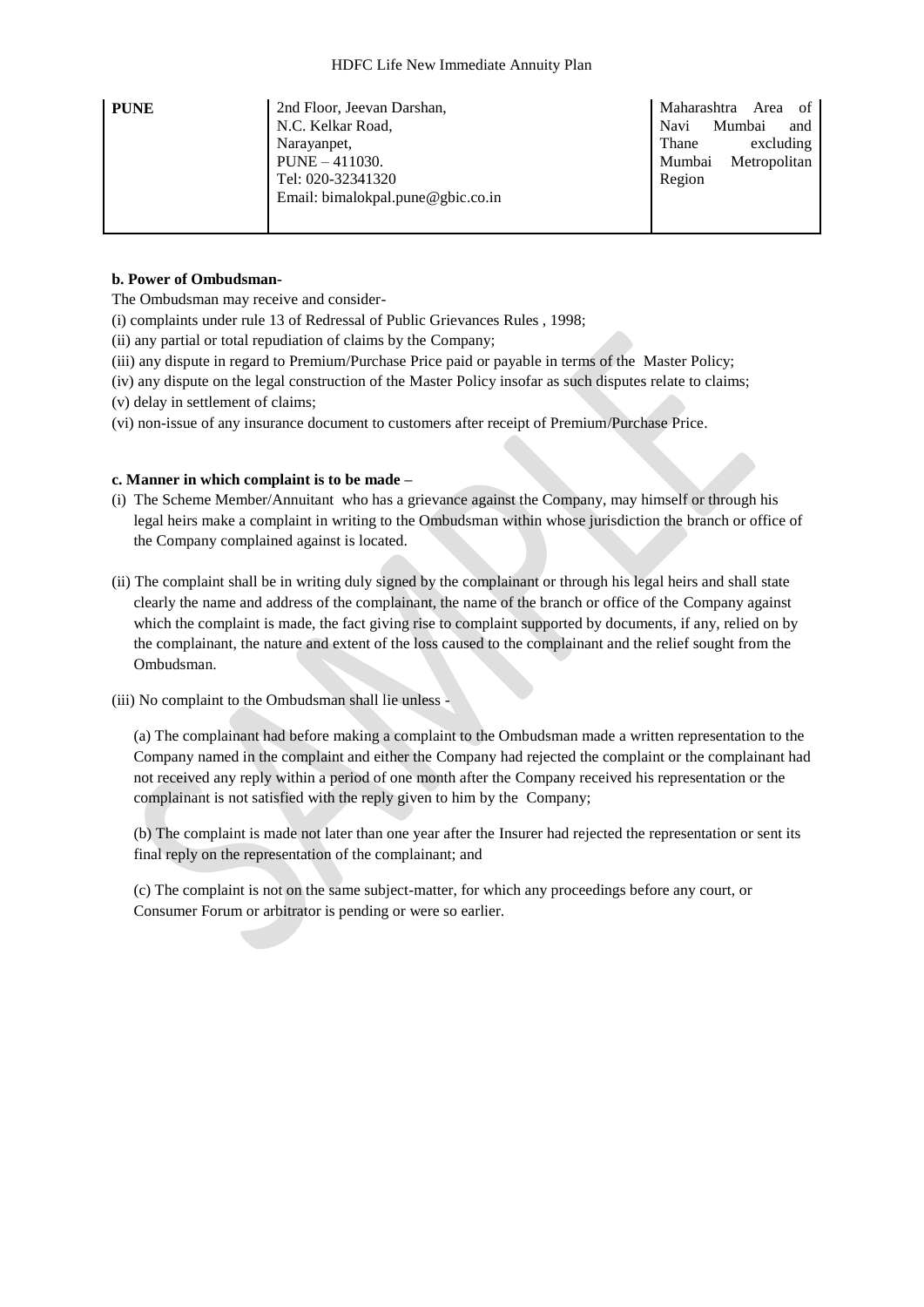| PUNE | 2nd Floor, Jeevan Darshan, N.C. Kelkar Road, Narayanpet, PUNE – 411030. Tel: 020-32341320 Email: bimalokpal.pune@gbic.co.in | Maharashtra Area of Navi Mumbai and Thane excluding Mumbai Metropolitan Region |
|---|---|---|

**b. Power of Ombudsman-**

The Ombudsman may receive and consider-

(i) complaints under rule 13 of Redressal of Public Grievances Rules , 1998;

(ii) any partial or total repudiation of claims by the Company;

(iii) any dispute in regard to Premium/Purchase Price paid or payable in terms of the Master Policy;

(iv) any dispute on the legal construction of the Master Policy insofar as such disputes relate to claims;

(v) delay in settlement of claims;

(vi) non-issue of any insurance document to customers after receipt of Premium/Purchase Price.

**c. Manner in which complaint is to be made –**

(i) The Scheme Member/Annuitant who has a grievance against the Company, may himself or through his legal heirs make a complaint in writing to the Ombudsman within whose jurisdiction the branch or office of the Company complained against is located.

(ii) The complaint shall be in writing duly signed by the complainant or through his legal heirs and shall state clearly the name and address of the complainant, the name of the branch or office of the Company against which the complaint is made, the fact giving rise to complaint supported by documents, if any, relied on by the complainant, the nature and extent of the loss caused to the complainant and the relief sought from the Ombudsman.

(iii) No complaint to the Ombudsman shall lie unless -

(a) The complainant had before making a complaint to the Ombudsman made a written representation to the Company named in the complaint and either the Company had rejected the complaint or the complainant had not received any reply within a period of one month after the Company received his representation or the complainant is not satisfied with the reply given to him by the Company;

(b) The complaint is made not later than one year after the Insurer had rejected the representation or sent its final reply on the representation of the complainant; and

(c) The complaint is not on the same subject-matter, for which any proceedings before any court, or Consumer Forum or arbitrator is pending or were so earlier.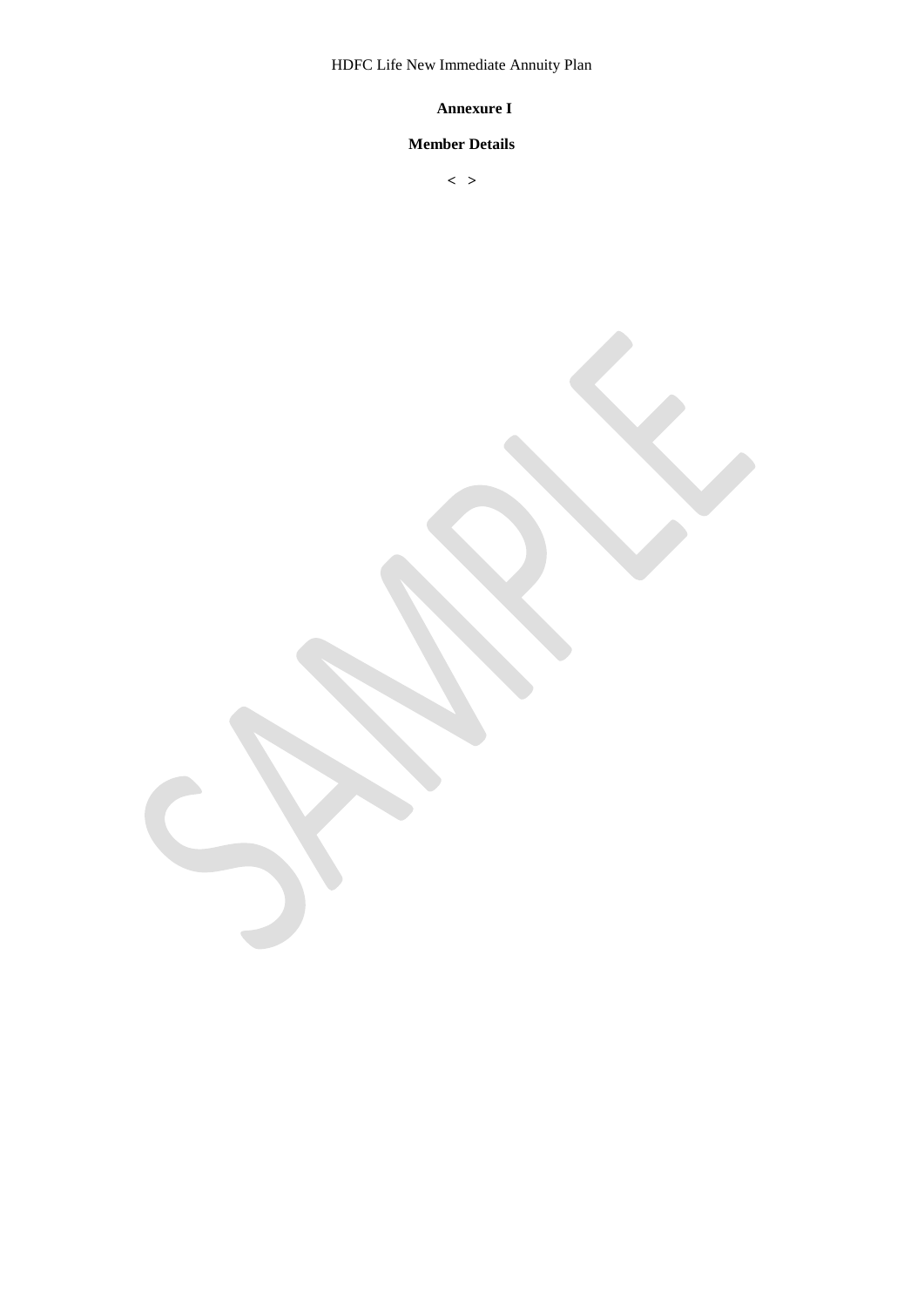**Annexure I**

**Member Details**

< >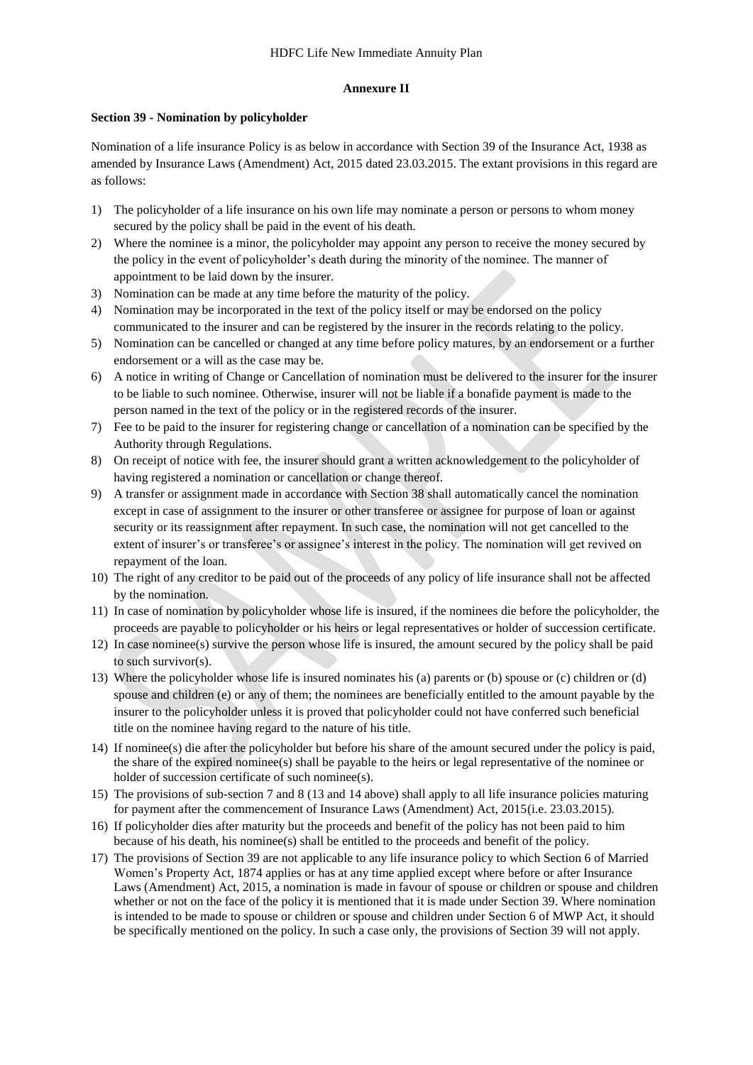**Annexure II**

**Section 39 - Nomination by policyholder**

Nomination of a life insurance Policy is as below in accordance with Section 39 of the Insurance Act, 1938 as amended by Insurance Laws (Amendment) Act, 2015 dated 23.03.2015. The extant provisions in this regard are as follows:

1) The policyholder of a life insurance on his own life may nominate a person or persons to whom money secured by the policy shall be paid in the event of his death.
2) Where the nominee is a minor, the policyholder may appoint any person to receive the money secured by the policy in the event of policyholder's death during the minority of the nominee. The manner of appointment to be laid down by the insurer.
3) Nomination can be made at any time before the maturity of the policy.
4) Nomination may be incorporated in the text of the policy itself or may be endorsed on the policy communicated to the insurer and can be registered by the insurer in the records relating to the policy.
5) Nomination can be cancelled or changed at any time before policy matures, by an endorsement or a further endorsement or a will as the case may be.
6) A notice in writing of Change or Cancellation of nomination must be delivered to the insurer for the insurer to be liable to such nominee. Otherwise, insurer will not be liable if a bonafide payment is made to the person named in the text of the policy or in the registered records of the insurer.
7) Fee to be paid to the insurer for registering change or cancellation of a nomination can be specified by the Authority through Regulations.
8) On receipt of notice with fee, the insurer should grant a written acknowledgement to the policyholder of having registered a nomination or cancellation or change thereof.
9) A transfer or assignment made in accordance with Section 38 shall automatically cancel the nomination except in case of assignment to the insurer or other transferee or assignee for purpose of loan or against security or its reassignment after repayment. In such case, the nomination will not get cancelled to the extent of insurer's or transferee's or assignee's interest in the policy. The nomination will get revived on repayment of the loan.
10) The right of any creditor to be paid out of the proceeds of any policy of life insurance shall not be affected by the nomination.
11) In case of nomination by policyholder whose life is insured, if the nominees die before the policyholder, the proceeds are payable to policyholder or his heirs or legal representatives or holder of succession certificate.
12) In case nominee(s) survive the person whose life is insured, the amount secured by the policy shall be paid to such survivor(s).
13) Where the policyholder whose life is insured nominates his (a) parents or (b) spouse or (c) children or (d) spouse and children (e) or any of them; the nominees are beneficially entitled to the amount payable by the insurer to the policyholder unless it is proved that policyholder could not have conferred such beneficial title on the nominee having regard to the nature of his title.
14) If nominee(s) die after the policyholder but before his share of the amount secured under the policy is paid, the share of the expired nominee(s) shall be payable to the heirs or legal representative of the nominee or holder of succession certificate of such nominee(s).
15) The provisions of sub-section 7 and 8 (13 and 14 above) shall apply to all life insurance policies maturing for payment after the commencement of Insurance Laws (Amendment) Act, 2015(i.e. 23.03.2015).
16) If policyholder dies after maturity but the proceeds and benefit of the policy has not been paid to him because of his death, his nominee(s) shall be entitled to the proceeds and benefit of the policy.
17) The provisions of Section 39 are not applicable to any life insurance policy to which Section 6 of Married Women's Property Act, 1874 applies or has at any time applied except where before or after Insurance Laws (Amendment) Act, 2015, a nomination is made in favour of spouse or children or spouse and children whether or not on the face of the policy it is mentioned that it is made under Section 39. Where nomination is intended to be made to spouse or children or spouse and children under Section 6 of MWP Act, it should be specifically mentioned on the policy. In such a case only, the provisions of Section 39 will not apply.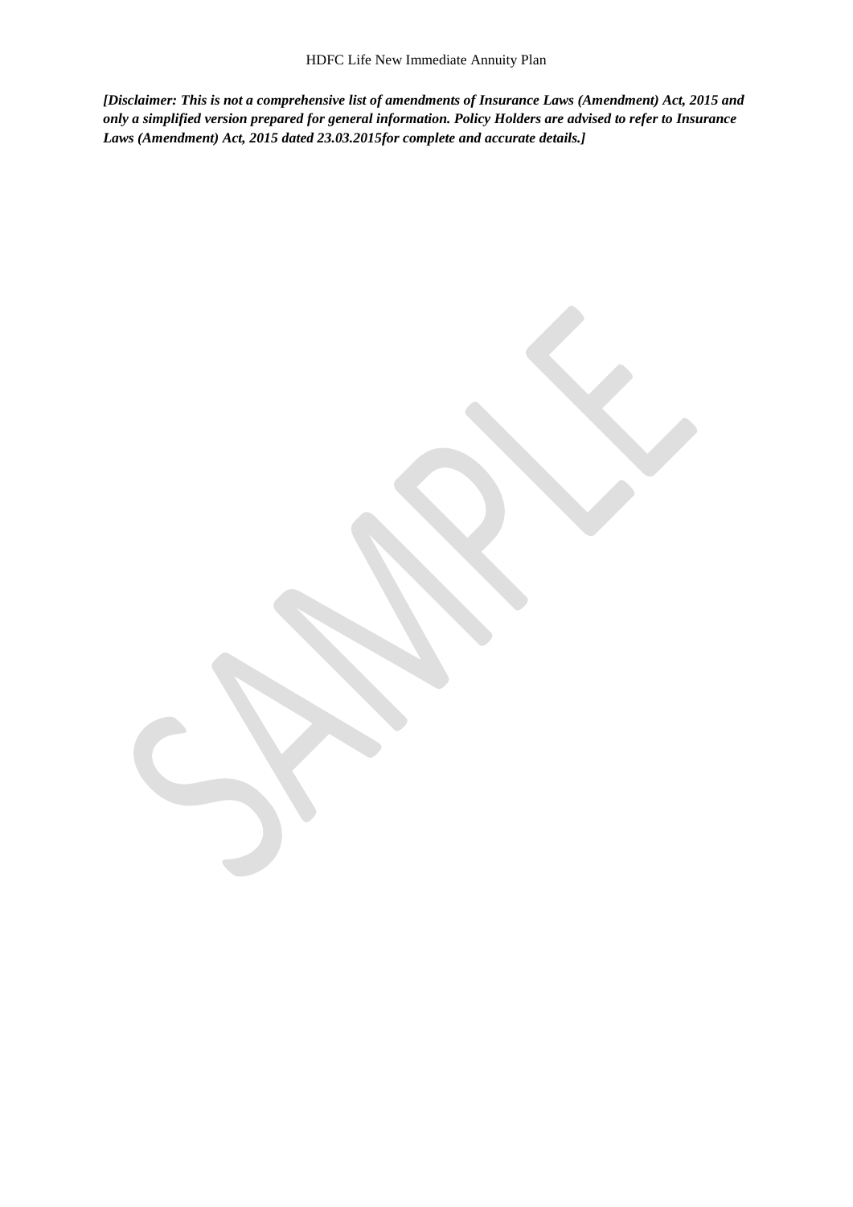***[Disclaimer: This is not a comprehensive list of amendments of Insurance Laws (Amendment) Act, 2015 and only a simplified version prepared for general information. Policy Holders are advised to refer to Insurance Laws (Amendment) Act, 2015 dated 23.03.2015for complete and accurate details.]***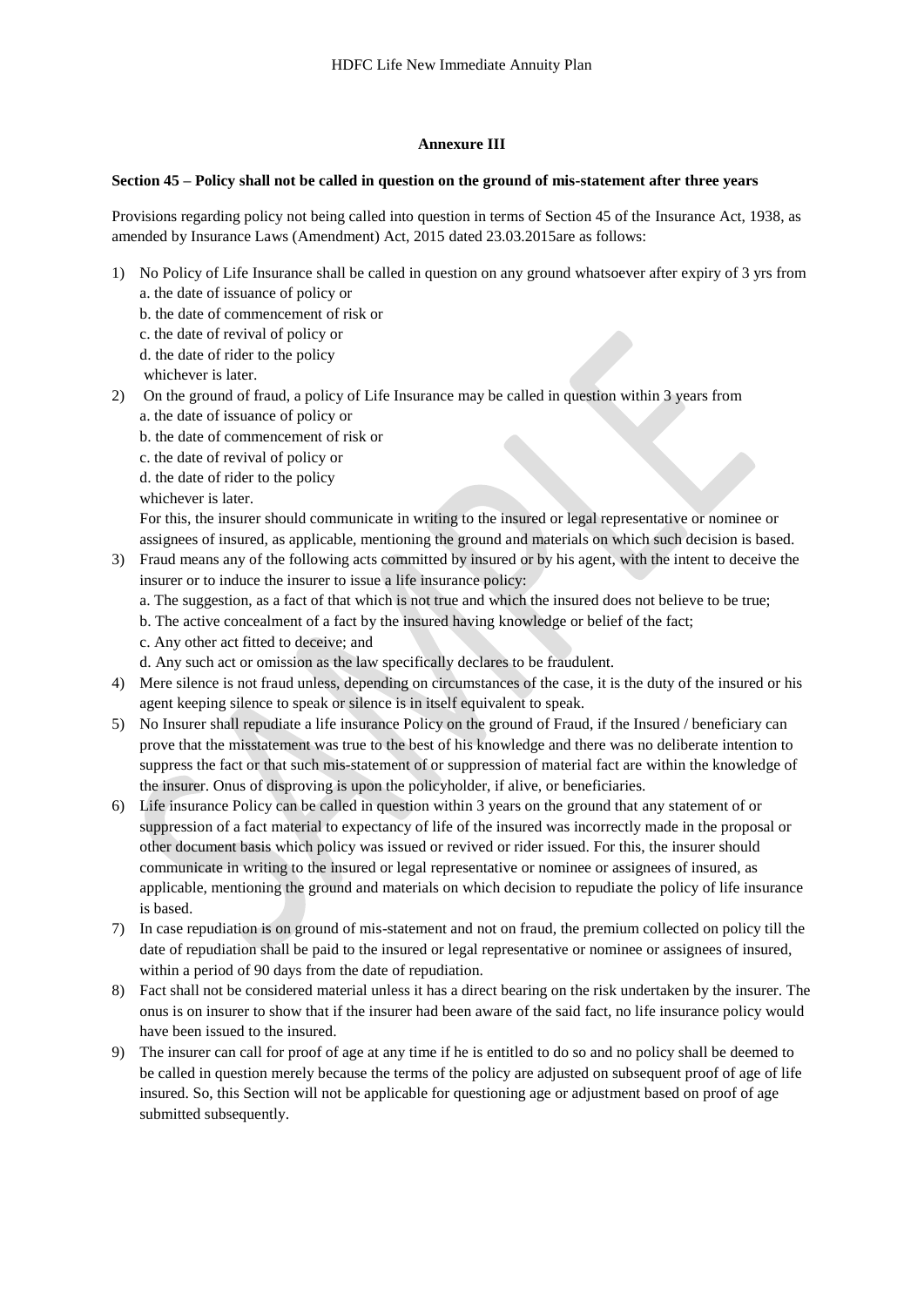## Annexure III

**Section 45 – Policy shall not be called in question on the ground of mis-statement after three years**

Provisions regarding policy not being called into question in terms of Section 45 of the Insurance Act, 1938, as amended by Insurance Laws (Amendment) Act, 2015 dated 23.03.2015are as follows:

1) No Policy of Life Insurance shall be called in question on any ground whatsoever after expiry of 3 yrs from
   a. the date of issuance of policy or
   b. the date of commencement of risk or
   c. the date of revival of policy or
   d. the date of rider to the policy
   whichever is later.
2) On the ground of fraud, a policy of Life Insurance may be called in question within 3 years from
   a. the date of issuance of policy or
   b. the date of commencement of risk or
   c. the date of revival of policy or
   d. the date of rider to the policy
   whichever is later.
   For this, the insurer should communicate in writing to the insured or legal representative or nominee or assignees of insured, as applicable, mentioning the ground and materials on which such decision is based.
3) Fraud means any of the following acts committed by insured or by his agent, with the intent to deceive the insurer or to induce the insurer to issue a life insurance policy:
   a. The suggestion, as a fact of that which is not true and which the insured does not believe to be true;
   b. The active concealment of a fact by the insured having knowledge or belief of the fact;
   c. Any other act fitted to deceive; and
   d. Any such act or omission as the law specifically declares to be fraudulent.
4) Mere silence is not fraud unless, depending on circumstances of the case, it is the duty of the insured or his agent keeping silence to speak or silence is in itself equivalent to speak.
5) No Insurer shall repudiate a life insurance Policy on the ground of Fraud, if the Insured / beneficiary can prove that the misstatement was true to the best of his knowledge and there was no deliberate intention to suppress the fact or that such mis-statement of or suppression of material fact are within the knowledge of the insurer. Onus of disproving is upon the policyholder, if alive, or beneficiaries.
6) Life insurance Policy can be called in question within 3 years on the ground that any statement of or suppression of a fact material to expectancy of life of the insured was incorrectly made in the proposal or other document basis which policy was issued or revived or rider issued. For this, the insurer should communicate in writing to the insured or legal representative or nominee or assignees of insured, as applicable, mentioning the ground and materials on which decision to repudiate the policy of life insurance is based.
7) In case repudiation is on ground of mis-statement and not on fraud, the premium collected on policy till the date of repudiation shall be paid to the insured or legal representative or nominee or assignees of insured, within a period of 90 days from the date of repudiation.
8) Fact shall not be considered material unless it has a direct bearing on the risk undertaken by the insurer. The onus is on insurer to show that if the insurer had been aware of the said fact, no life insurance policy would have been issued to the insured.
9) The insurer can call for proof of age at any time if he is entitled to do so and no policy shall be deemed to be called in question merely because the terms of the policy are adjusted on subsequent proof of age of life insured. So, this Section will not be applicable for questioning age or adjustment based on proof of age submitted subsequently.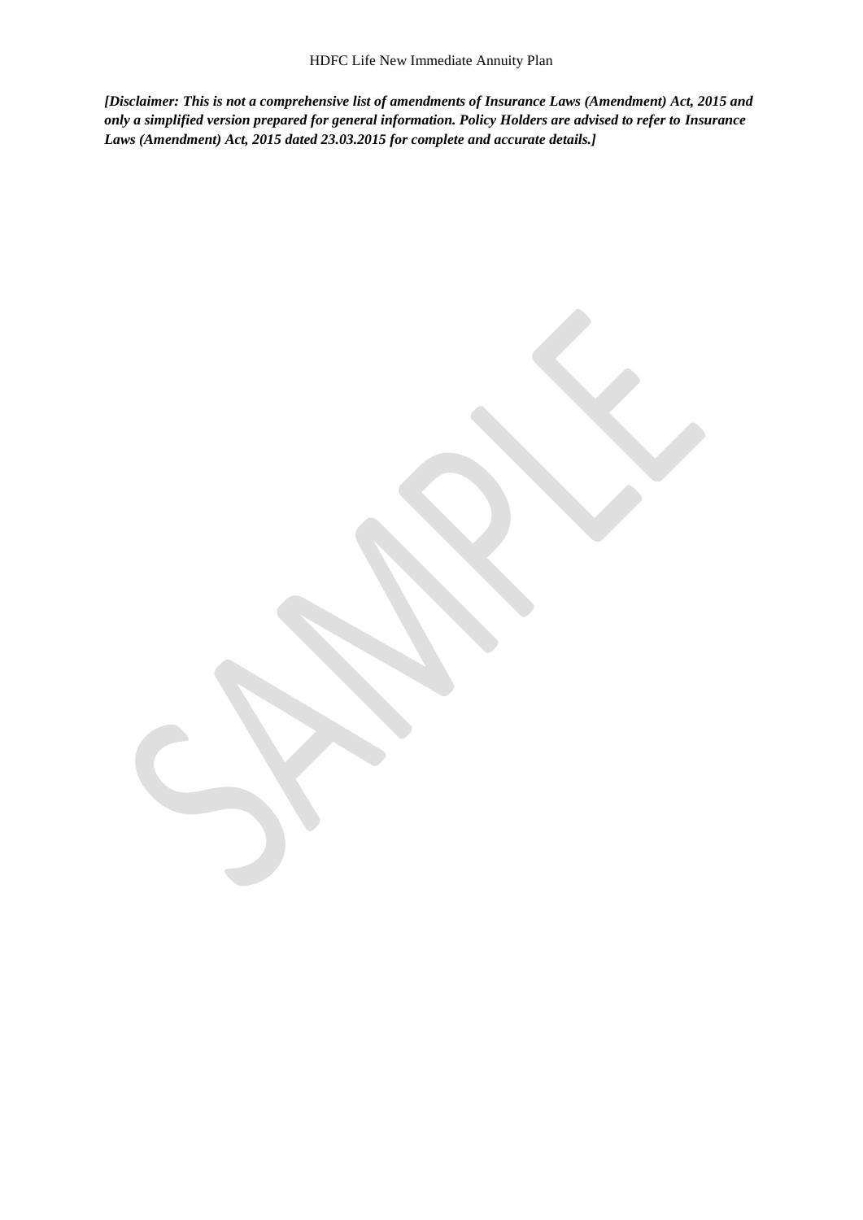***[Disclaimer: This is not a comprehensive list of amendments of Insurance Laws (Amendment) Act, 2015 and only a simplified version prepared for general information. Policy Holders are advised to refer to Insurance Laws (Amendment) Act, 2015 dated 23.03.2015 for complete and accurate details.]***